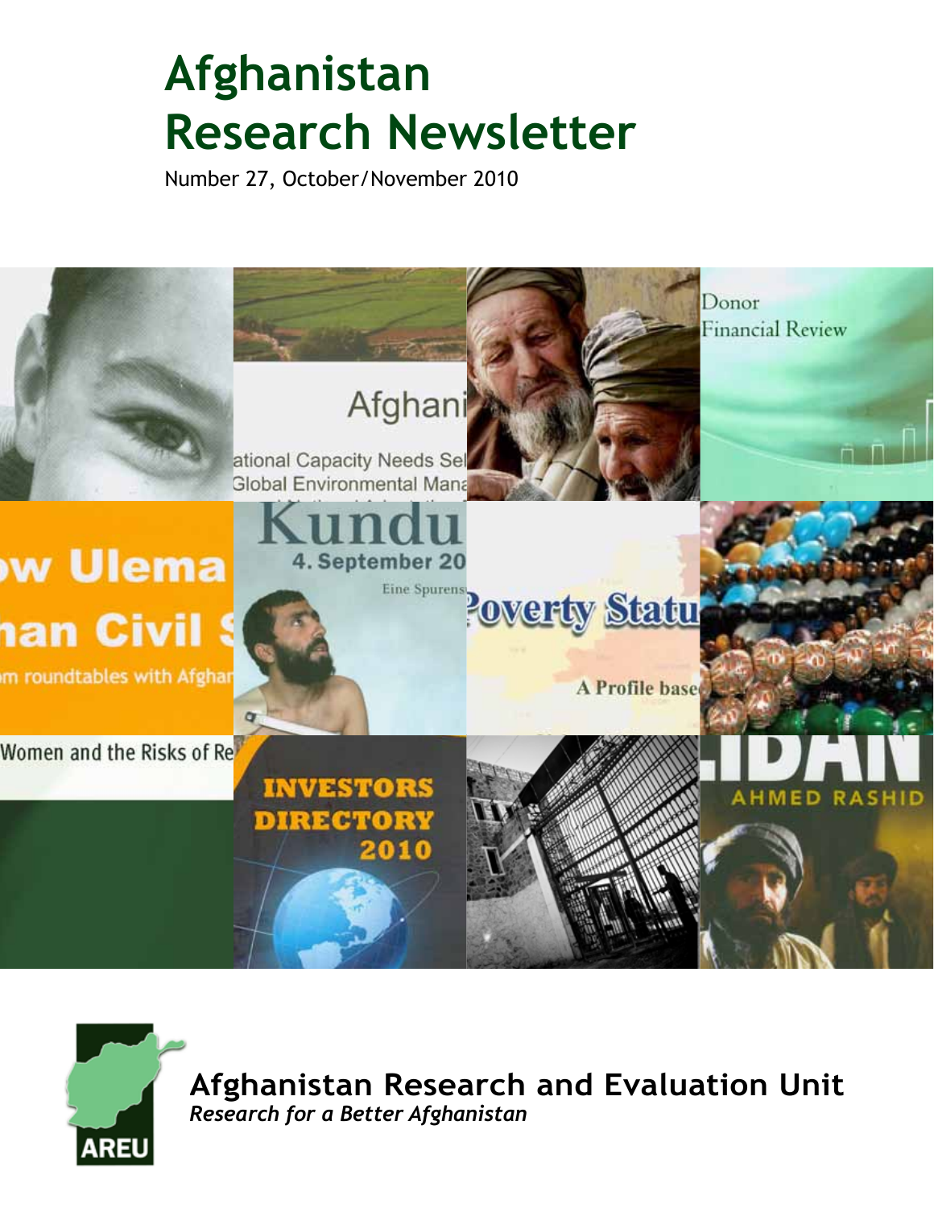# Afghanistan Research Newsletter

Number 27, October/November 2010

**Afghanistan Research and Evaluation Unit**

***Research for a Better Afghanistan***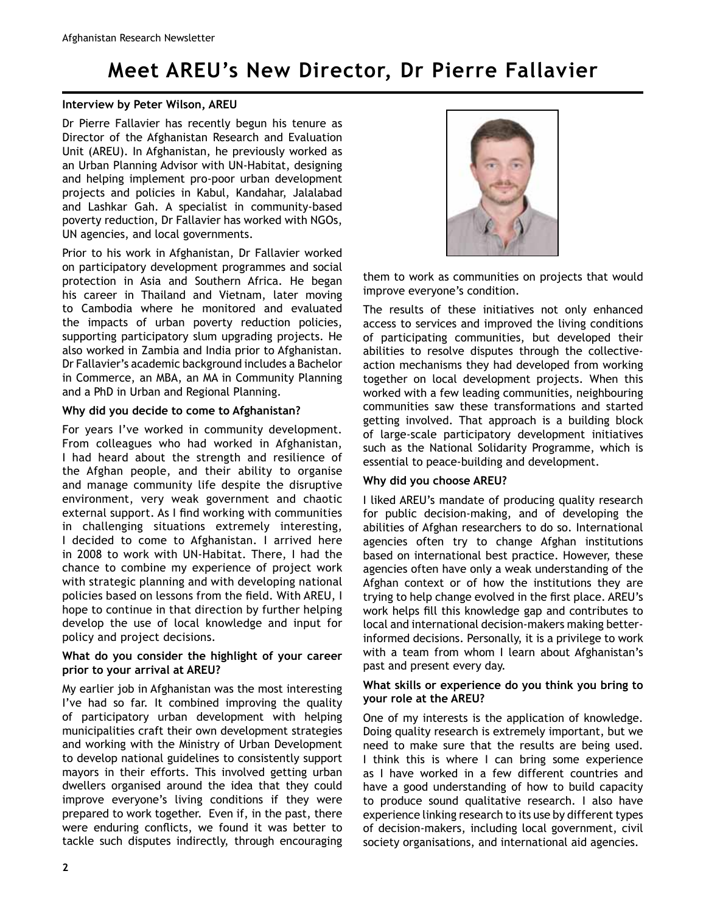# Meet AREU's New Director, Dr Pierre Fallavier

**Interview by Peter Wilson, AREU**

Dr Pierre Fallavier has recently begun his tenure as Director of the Afghanistan Research and Evaluation Unit (AREU). In Afghanistan, he previously worked as an Urban Planning Advisor with UN-Habitat, designing and helping implement pro-poor urban development projects and policies in Kabul, Kandahar, Jalalabad and Lashkar Gah. A specialist in community-based poverty reduction, Dr Fallavier has worked with NGOs, UN agencies, and local governments.

Prior to his work in Afghanistan, Dr Fallavier worked on participatory development programmes and social protection in Asia and Southern Africa. He began his career in Thailand and Vietnam, later moving to Cambodia where he monitored and evaluated the impacts of urban poverty reduction policies, supporting participatory slum upgrading projects. He also worked in Zambia and India prior to Afghanistan. Dr Fallavier's academic background includes a Bachelor in Commerce, an MBA, an MA in Community Planning and a PhD in Urban and Regional Planning.

**Why did you decide to come to Afghanistan?**

For years I've worked in community development. From colleagues who had worked in Afghanistan, I had heard about the strength and resilience of the Afghan people, and their ability to organise and manage community life despite the disruptive environment, very weak government and chaotic external support. As I find working with communities in challenging situations extremely interesting, I decided to come to Afghanistan. I arrived here in 2008 to work with UN-Habitat. There, I had the chance to combine my experience of project work with strategic planning and with developing national policies based on lessons from the field. With AREU, I hope to continue in that direction by further helping develop the use of local knowledge and input for policy and project decisions.

**What do you consider the highlight of your career prior to your arrival at AREU?**

My earlier job in Afghanistan was the most interesting I've had so far. It combined improving the quality of participatory urban development with helping municipalities craft their own development strategies and working with the Ministry of Urban Development to develop national guidelines to consistently support mayors in their efforts. This involved getting urban dwellers organised around the idea that they could improve everyone's living conditions if they were prepared to work together. Even if, in the past, there were enduring conflicts, we found it was better to tackle such disputes indirectly, through encouraging them to work as communities on projects that would improve everyone's condition.

The results of these initiatives not only enhanced access to services and improved the living conditions of participating communities, but developed their abilities to resolve disputes through the collective-action mechanisms they had developed from working together on local development projects. When this worked with a few leading communities, neighbouring communities saw these transformations and started getting involved. That approach is a building block of large-scale participatory development initiatives such as the National Solidarity Programme, which is essential to peace-building and development.

**Why did you choose AREU?**

I liked AREU's mandate of producing quality research for public decision-making, and of developing the abilities of Afghan researchers to do so. International agencies often try to change Afghan institutions based on international best practice. However, these agencies often have only a weak understanding of the Afghan context or of how the institutions they are trying to help change evolved in the first place. AREU's work helps fill this knowledge gap and contributes to local and international decision-makers making better-informed decisions. Personally, it is a privilege to work with a team from whom I learn about Afghanistan's past and present every day.

**What skills or experience do you think you bring to your role at the AREU?**

One of my interests is the application of knowledge. Doing quality research is extremely important, but we need to make sure that the results are being used. I think this is where I can bring some experience as I have worked in a few different countries and have a good understanding of how to build capacity to produce sound qualitative research. I also have experience linking research to its use by different types of decision-makers, including local government, civil society organisations, and international aid agencies.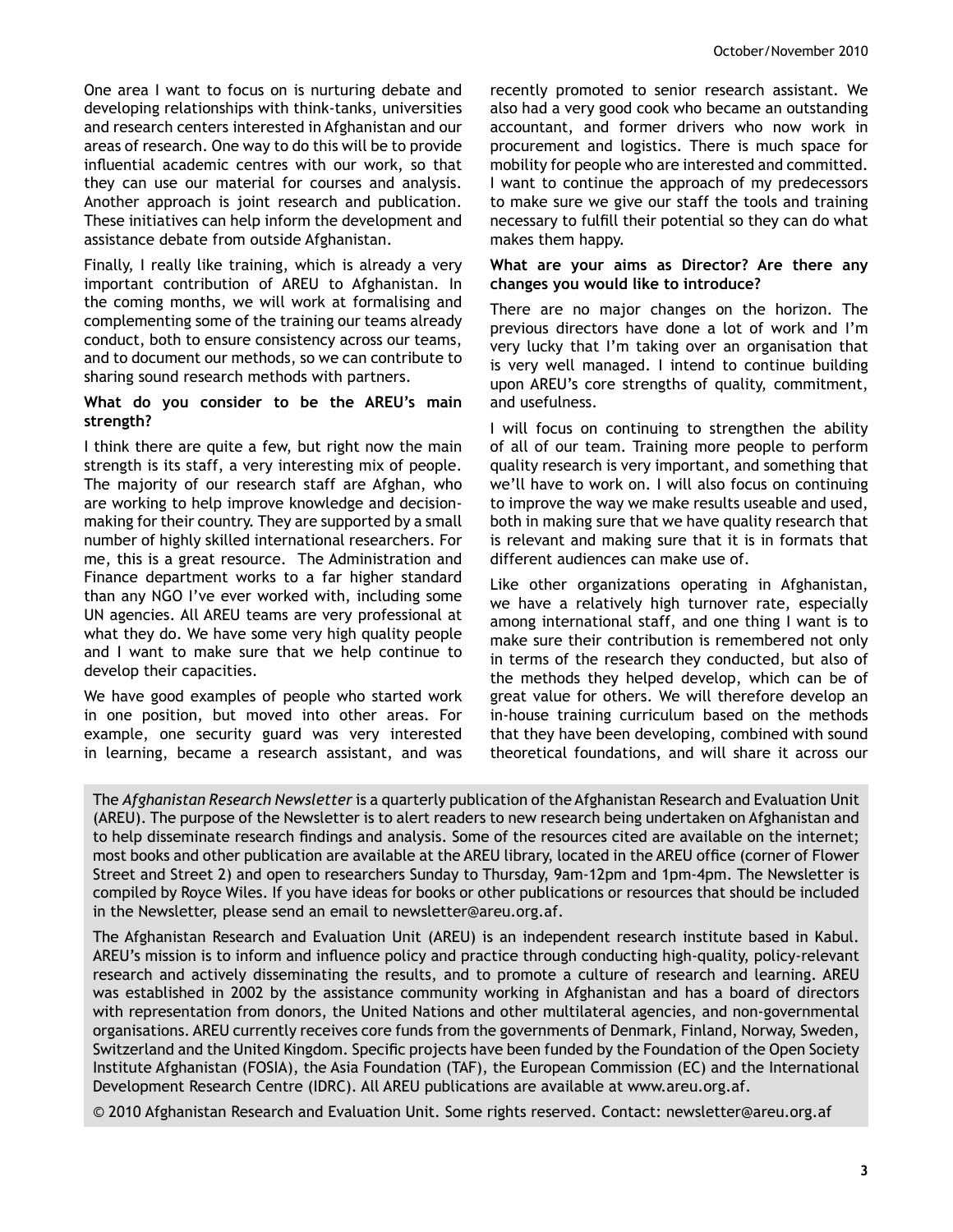One area I want to focus on is nurturing debate and developing relationships with think-tanks, universities and research centers interested in Afghanistan and our areas of research. One way to do this will be to provide influential academic centres with our work, so that they can use our material for courses and analysis. Another approach is joint research and publication. These initiatives can help inform the development and assistance debate from outside Afghanistan.

Finally, I really like training, which is already a very important contribution of AREU to Afghanistan. In the coming months, we will work at formalising and complementing some of the training our teams already conduct, both to ensure consistency across our teams, and to document our methods, so we can contribute to sharing sound research methods with partners.

**What do you consider to be the AREU's main strength?**

I think there are quite a few, but right now the main strength is its staff, a very interesting mix of people. The majority of our research staff are Afghan, who are working to help improve knowledge and decision-making for their country. They are supported by a small number of highly skilled international researchers. For me, this is a great resource. The Administration and Finance department works to a far higher standard than any NGO I've ever worked with, including some UN agencies. All AREU teams are very professional at what they do. We have some very high quality people and I want to make sure that we help continue to develop their capacities.

We have good examples of people who started work in one position, but moved into other areas. For example, one security guard was very interested in learning, became a research assistant, and was recently promoted to senior research assistant. We also had a very good cook who became an outstanding accountant, and former drivers who now work in procurement and logistics. There is much space for mobility for people who are interested and committed. I want to continue the approach of my predecessors to make sure we give our staff the tools and training necessary to fulfill their potential so they can do what makes them happy.

**What are your aims as Director? Are there any changes you would like to introduce?**

There are no major changes on the horizon. The previous directors have done a lot of work and I'm very lucky that I'm taking over an organisation that is very well managed. I intend to continue building upon AREU's core strengths of quality, commitment, and usefulness.

I will focus on continuing to strengthen the ability of all of our team. Training more people to perform quality research is very important, and something that we'll have to work on. I will also focus on continuing to improve the way we make results useable and used, both in making sure that we have quality research that is relevant and making sure that it is in formats that different audiences can make use of.

Like other organizations operating in Afghanistan, we have a relatively high turnover rate, especially among international staff, and one thing I want is to make sure their contribution is remembered not only in terms of the research they conducted, but also of the methods they helped develop, which can be of great value for others. We will therefore develop an in-house training curriculum based on the methods that they have been developing, combined with sound theoretical foundations, and will share it across our

---

The *Afghanistan Research Newsletter* is a quarterly publication of the Afghanistan Research and Evaluation Unit (AREU). The purpose of the Newsletter is to alert readers to new research being undertaken on Afghanistan and to help disseminate research findings and analysis. Some of the resources cited are available on the internet; most books and other publication are available at the AREU library, located in the AREU office (corner of Flower Street and Street 2) and open to researchers Sunday to Thursday, 9am-12pm and 1pm-4pm. The Newsletter is compiled by Royce Wiles. If you have ideas for books or other publications or resources that should be included in the Newsletter, please send an email to newsletter@areu.org.af.

The Afghanistan Research and Evaluation Unit (AREU) is an independent research institute based in Kabul. AREU's mission is to inform and influence policy and practice through conducting high-quality, policy-relevant research and actively disseminating the results, and to promote a culture of research and learning. AREU was established in 2002 by the assistance community working in Afghanistan and has a board of directors with representation from donors, the United Nations and other multilateral agencies, and non-governmental organisations. AREU currently receives core funds from the governments of Denmark, Finland, Norway, Sweden, Switzerland and the United Kingdom. Specific projects have been funded by the Foundation of the Open Society Institute Afghanistan (FOSIA), the Asia Foundation (TAF), the European Commission (EC) and the International Development Research Centre (IDRC). All AREU publications are available at www.areu.org.af.

© 2010 Afghanistan Research and Evaluation Unit. Some rights reserved. Contact: newsletter@areu.org.af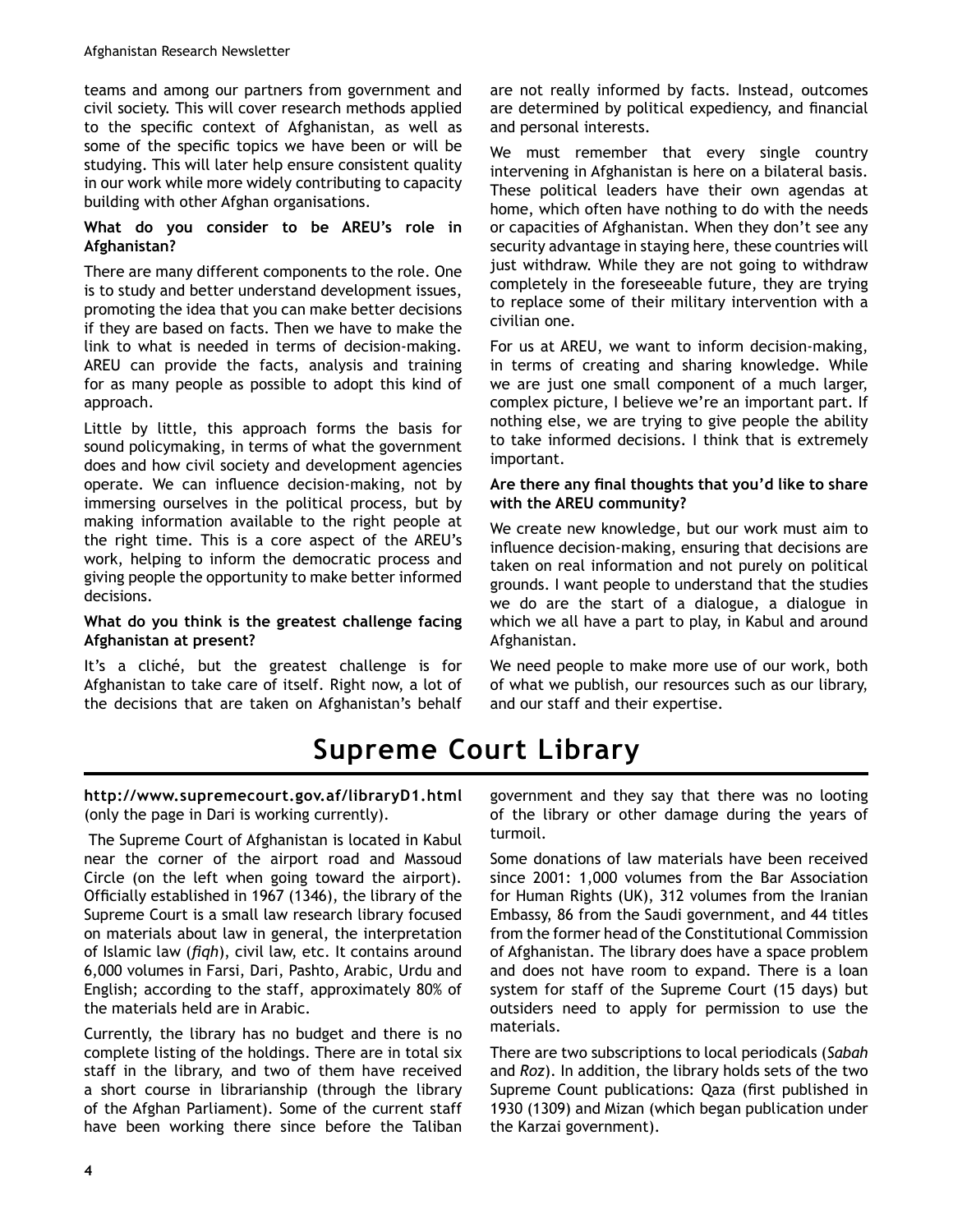teams and among our partners from government and civil society. This will cover research methods applied to the specific context of Afghanistan, as well as some of the specific topics we have been or will be studying. This will later help ensure consistent quality in our work while more widely contributing to capacity building with other Afghan organisations.

**What do you consider to be AREU's role in Afghanistan?**

There are many different components to the role. One is to study and better understand development issues, promoting the idea that you can make better decisions if they are based on facts. Then we have to make the link to what is needed in terms of decision-making. AREU can provide the facts, analysis and training for as many people as possible to adopt this kind of approach.

Little by little, this approach forms the basis for sound policymaking, in terms of what the government does and how civil society and development agencies operate. We can influence decision-making, not by immersing ourselves in the political process, but by making information available to the right people at the right time. This is a core aspect of the AREU's work, helping to inform the democratic process and giving people the opportunity to make better informed decisions.

**What do you think is the greatest challenge facing Afghanistan at present?**

It's a cliché, but the greatest challenge is for Afghanistan to take care of itself. Right now, a lot of the decisions that are taken on Afghanistan's behalf are not really informed by facts. Instead, outcomes are determined by political expediency, and financial and personal interests.

We must remember that every single country intervening in Afghanistan is here on a bilateral basis. These political leaders have their own agendas at home, which often have nothing to do with the needs or capacities of Afghanistan. When they don't see any security advantage in staying here, these countries will just withdraw. While they are not going to withdraw completely in the foreseeable future, they are trying to replace some of their military intervention with a civilian one.

For us at AREU, we want to inform decision-making, in terms of creating and sharing knowledge. While we are just one small component of a much larger, complex picture, I believe we're an important part. If nothing else, we are trying to give people the ability to take informed decisions. I think that is extremely important.

**Are there any final thoughts that you'd like to share with the AREU community?**

We create new knowledge, but our work must aim to influence decision-making, ensuring that decisions are taken on real information and not purely on political grounds. I want people to understand that the studies we do are the start of a dialogue, a dialogue in which we all have a part to play, in Kabul and around Afghanistan.

We need people to make more use of our work, both of what we publish, our resources such as our library, and our staff and their expertise.

# Supreme Court Library

**http://www.supremecourt.gov.af/libraryD1.html** (only the page in Dari is working currently).

The Supreme Court of Afghanistan is located in Kabul near the corner of the airport road and Massoud Circle (on the left when going toward the airport). Officially established in 1967 (1346), the library of the Supreme Court is a small law research library focused on materials about law in general, the interpretation of Islamic law (*fiqh*), civil law, etc. It contains around 6,000 volumes in Farsi, Dari, Pashto, Arabic, Urdu and English; according to the staff, approximately 80% of the materials held are in Arabic.

Currently, the library has no budget and there is no complete listing of the holdings. There are in total six staff in the library, and two of them have received a short course in librarianship (through the library of the Afghan Parliament). Some of the current staff have been working there since before the Taliban government and they say that there was no looting of the library or other damage during the years of turmoil.

Some donations of law materials have been received since 2001: 1,000 volumes from the Bar Association for Human Rights (UK), 312 volumes from the Iranian Embassy, 86 from the Saudi government, and 44 titles from the former head of the Constitutional Commission of Afghanistan. The library does have a space problem and does not have room to expand. There is a loan system for staff of the Supreme Court (15 days) but outsiders need to apply for permission to use the materials.

There are two subscriptions to local periodicals (*Sabah* and *Roz*). In addition, the library holds sets of the two Supreme Count publications: Qaza (first published in 1930 (1309) and Mizan (which began publication under the Karzai government).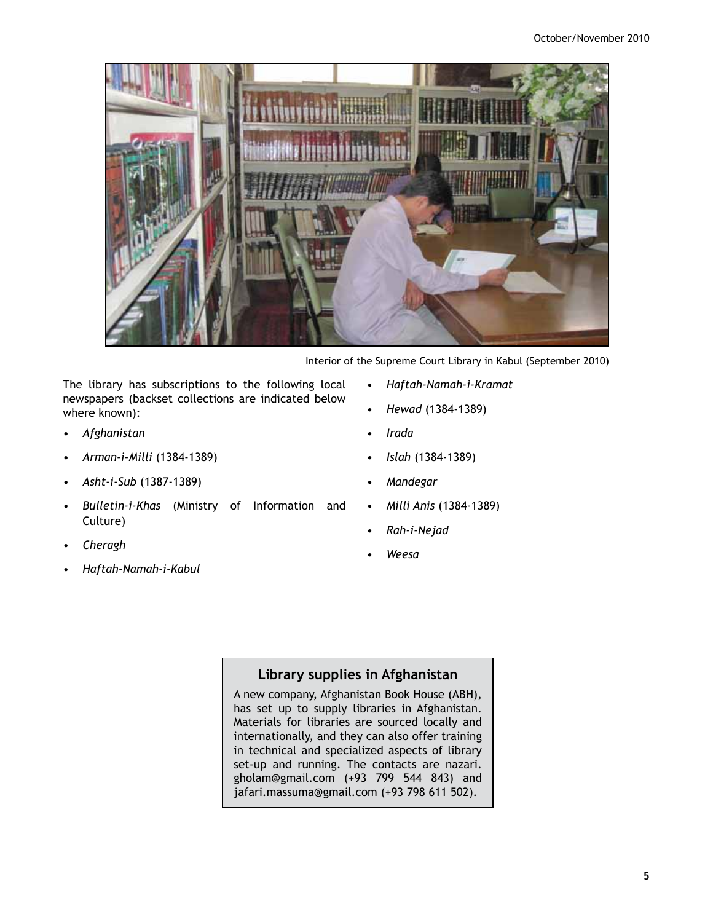Interior of the Supreme Court Library in Kabul (September 2010)

The library has subscriptions to the following local newspapers (backset collections are indicated below where known):

- *Afghanistan*
- *Arman-i-Milli* (1384-1389)
- *Asht-i-Sub* (1387-1389)
- *Bulletin-i-Khas* (Ministry of Information and Culture)
- *Cheragh*
- *Haftah-Namah-i-Kabul*
- *Haftah-Namah-i-Kramat*
- *Hewad* (1384-1389)
- *Irada*
- *Islah* (1384-1389)
- *Mandegar*
- *Milli Anis* (1384-1389)
- *Rah-i-Nejad*
- *Weesa*

---

## Library supplies in Afghanistan

A new company, Afghanistan Book House (ABH), has set up to supply libraries in Afghanistan. Materials for libraries are sourced locally and internationally, and they can also offer training in technical and specialized aspects of library set-up and running. The contacts are nazari.gholam@gmail.com (+93 799 544 843) and jafari.massuma@gmail.com (+93 798 611 502).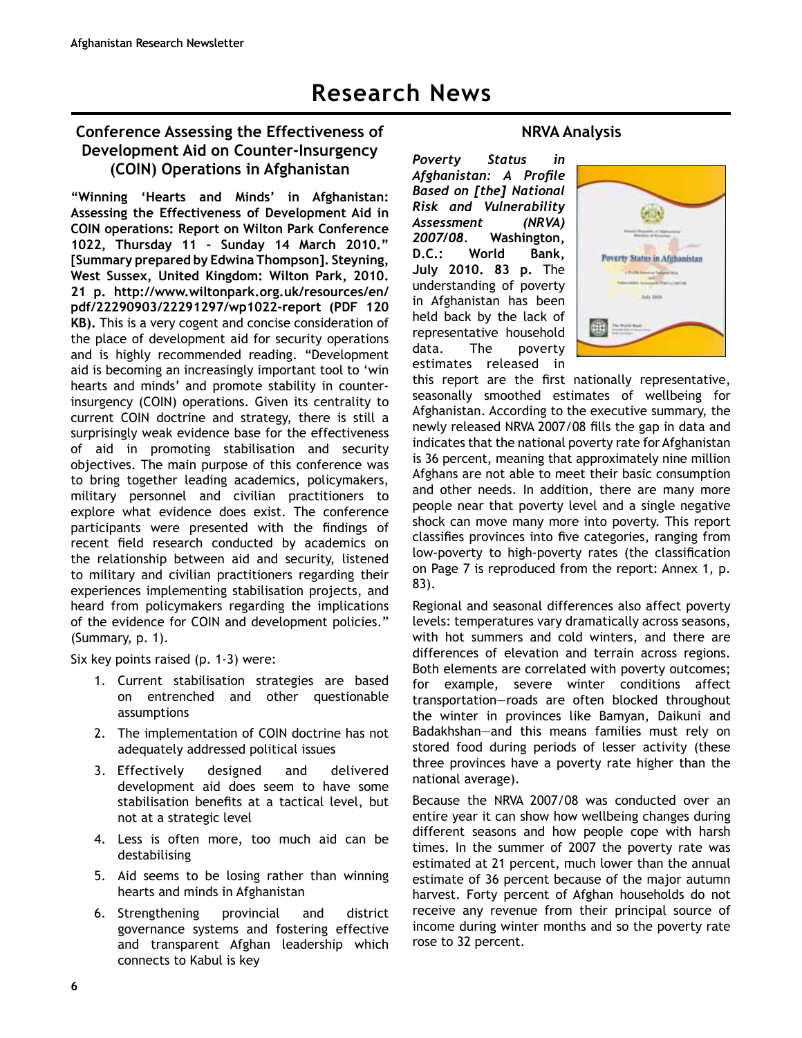# Research News

## Conference Assessing the Effectiveness of Development Aid on Counter-Insurgency (COIN) Operations in Afghanistan

**"Winning 'Hearts and Minds' in Afghanistan: Assessing the Effectiveness of Development Aid in COIN operations: Report on Wilton Park Conference 1022, Thursday 11 – Sunday 14 March 2010." [Summary prepared by Edwina Thompson]. Steyning, West Sussex, United Kingdom: Wilton Park, 2010. 21 p. http://www.wiltonpark.org.uk/resources/en/pdf/22290903/22291297/wp1022-report (PDF 120 KB).** This is a very cogent and concise consideration of the place of development aid for security operations and is highly recommended reading. "Development aid is becoming an increasingly important tool to 'win hearts and minds' and promote stability in counter-insurgency (COIN) operations. Given its centrality to current COIN doctrine and strategy, there is still a surprisingly weak evidence base for the effectiveness of aid in promoting stabilisation and security objectives. The main purpose of this conference was to bring together leading academics, policymakers, military personnel and civilian practitioners to explore what evidence does exist. The conference participants were presented with the findings of recent field research conducted by academics on the relationship between aid and security, listened to military and civilian practitioners regarding their experiences implementing stabilisation projects, and heard from policymakers regarding the implications of the evidence for COIN and development policies." (Summary, p. 1).

Six key points raised (p. 1-3) were:

1. Current stabilisation strategies are based on entrenched and other questionable assumptions
2. The implementation of COIN doctrine has not adequately addressed political issues
3. Effectively designed and delivered development aid does seem to have some stabilisation benefits at a tactical level, but not at a strategic level
4. Less is often more, too much aid can be destabilising
5. Aid seems to be losing rather than winning hearts and minds in Afghanistan
6. Strengthening provincial and district governance systems and fostering effective and transparent Afghan leadership which connects to Kabul is key

## NRVA Analysis

***Poverty Status in Afghanistan: A Profile Based on [the] National Risk and Vulnerability Assessment (NRVA) 2007/08*. Washington, D.C.: World Bank, July 2010. 83 p.** The understanding of poverty in Afghanistan has been held back by the lack of representative household data. The poverty estimates released in this report are the first nationally representative, seasonally smoothed estimates of wellbeing for Afghanistan. According to the executive summary, the newly released NRVA 2007/08 fills the gap in data and indicates that the national poverty rate for Afghanistan is 36 percent, meaning that approximately nine million Afghans are not able to meet their basic consumption and other needs. In addition, there are many more people near that poverty level and a single negative shock can move many more into poverty. This report classifies provinces into five categories, ranging from low-poverty to high-poverty rates (the classification on Page 7 is reproduced from the report: Annex 1, p. 83).

Regional and seasonal differences also affect poverty levels: temperatures vary dramatically across seasons, with hot summers and cold winters, and there are differences of elevation and terrain across regions. Both elements are correlated with poverty outcomes; for example, severe winter conditions affect transportation—roads are often blocked throughout the winter in provinces like Bamyan, Daikuni and Badakhshan—and this means families must rely on stored food during periods of lesser activity (these three provinces have a poverty rate higher than the national average).

Because the NRVA 2007/08 was conducted over an entire year it can show how wellbeing changes during different seasons and how people cope with harsh times. In the summer of 2007 the poverty rate was estimated at 21 percent, much lower than the annual estimate of 36 percent because of the major autumn harvest. Forty percent of Afghan households do not receive any revenue from their principal source of income during winter months and so the poverty rate rose to 32 percent.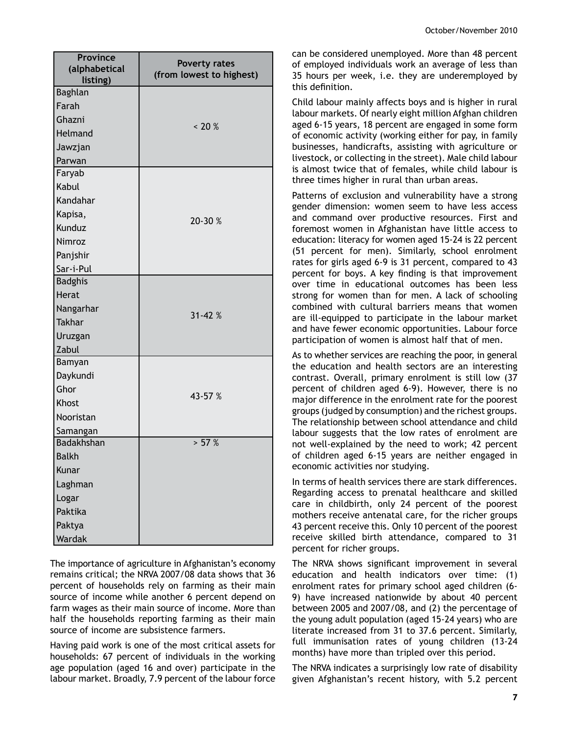| Province (alphabetical listing) | Poverty rates (from lowest to highest) |
|---|---|
| Baghlan | < 20 % |
| Farah | |
| Ghazni | |
| Helmand | |
| Jawzjan | |
| Parwan | |
| Faryab | 20-30 % |
| Kabul | |
| Kandahar | |
| Kapisa, | |
| Kunduz | |
| Nimroz | |
| Panjshir | |
| Sar-i-Pul | |
| Badghis | 31-42 % |
| Herat | |
| Nangarhar | |
| Takhar | |
| Uruzgan | |
| Zabul | |
| Bamyan | 43-57 % |
| Daykundi | |
| Ghor | |
| Khost | |
| Nooristan | |
| Samangan | |
| Badakhshan | > 57 % |
| Balkh | |
| Kunar | |
| Laghman | |
| Logar | |
| Paktika | |
| Paktya | |
| Wardak | |

The importance of agriculture in Afghanistan's economy remains critical; the NRVA 2007/08 data shows that 36 percent of households rely on farming as their main source of income while another 6 percent depend on farm wages as their main source of income. More than half the households reporting farming as their main source of income are subsistence farmers.

Having paid work is one of the most critical assets for households: 67 percent of individuals in the working age population (aged 16 and over) participate in the labour market. Broadly, 7.9 percent of the labour force can be considered unemployed. More than 48 percent of employed individuals work an average of less than 35 hours per week, i.e. they are underemployed by this definition.

Child labour mainly affects boys and is higher in rural labour markets. Of nearly eight million Afghan children aged 6-15 years, 18 percent are engaged in some form of economic activity (working either for pay, in family businesses, handicrafts, assisting with agriculture or livestock, or collecting in the street). Male child labour is almost twice that of females, while child labour is three times higher in rural than urban areas.

Patterns of exclusion and vulnerability have a strong gender dimension: women seem to have less access and command over productive resources. First and foremost women in Afghanistan have little access to education: literacy for women aged 15-24 is 22 percent (51 percent for men). Similarly, school enrolment rates for girls aged 6-9 is 31 percent, compared to 43 percent for boys. A key finding is that improvement over time in educational outcomes has been less strong for women than for men. A lack of schooling combined with cultural barriers means that women are ill-equipped to participate in the labour market and have fewer economic opportunities. Labour force participation of women is almost half that of men.

As to whether services are reaching the poor, in general the education and health sectors are an interesting contrast. Overall, primary enrolment is still low (37 percent of children aged 6-9). However, there is no major difference in the enrolment rate for the poorest groups (judged by consumption) and the richest groups. The relationship between school attendance and child labour suggests that the low rates of enrolment are not well-explained by the need to work; 42 percent of children aged 6-15 years are neither engaged in economic activities nor studying.

In terms of health services there are stark differences. Regarding access to prenatal healthcare and skilled care in childbirth, only 24 percent of the poorest mothers receive antenatal care, for the richer groups 43 percent receive this. Only 10 percent of the poorest receive skilled birth attendance, compared to 31 percent for richer groups.

The NRVA shows significant improvement in several education and health indicators over time: (1) enrolment rates for primary school aged children (6-9) have increased nationwide by about 40 percent between 2005 and 2007/08, and (2) the percentage of the young adult population (aged 15-24 years) who are literate increased from 31 to 37.6 percent. Similarly, full immunisation rates of young children (13-24 months) have more than tripled over this period.

The NRVA indicates a surprisingly low rate of disability given Afghanistan's recent history, with 5.2 percent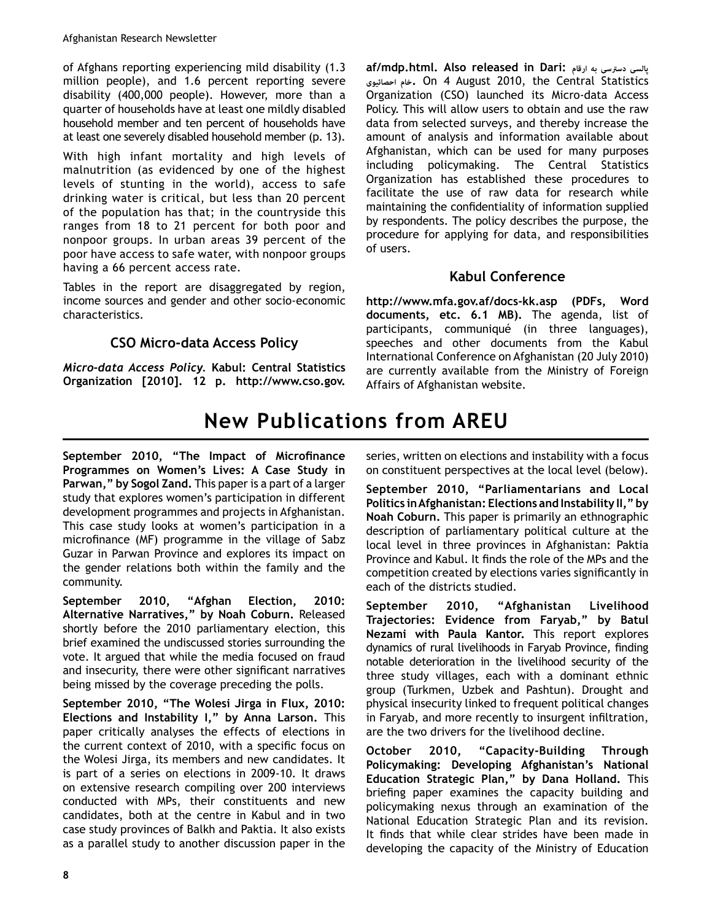of Afghans reporting experiencing mild disability (1.3 million people), and 1.6 percent reporting severe disability (400,000 people). However, more than a quarter of households have at least one mildly disabled household member and ten percent of households have at least one severely disabled household member (p. 13).

With high infant mortality and high levels of malnutrition (as evidenced by one of the highest levels of stunting in the world), access to safe drinking water is critical, but less than 20 percent of the population has that; in the countryside this ranges from 18 to 21 percent for both poor and nonpoor groups. In urban areas 39 percent of the poor have access to safe water, with nonpoor groups having a 66 percent access rate.

Tables in the report are disaggregated by region, income sources and gender and other socio-economic characteristics.

### CSO Micro-data Access Policy

***Micro-data Access Policy.*** **Kabul: Central Statistics Organization [2010]. 12 p. http://www.cso.gov.af/mdp.html. Also released in Dari: پالسی دسترسی به ارقام خام احصائیوی.** On 4 August 2010, the Central Statistics Organization (CSO) launched its Micro-data Access Policy. This will allow users to obtain and use the raw data from selected surveys, and thereby increase the amount of analysis and information available about Afghanistan, which can be used for many purposes including policymaking. The Central Statistics Organization has established these procedures to facilitate the use of raw data for research while maintaining the confidentiality of information supplied by respondents. The policy describes the purpose, the procedure for applying for data, and responsibilities of users.

### Kabul Conference

**http://www.mfa.gov.af/docs-kk.asp (PDFs, Word documents, etc. 6.1 MB).** The agenda, list of participants, communiqué (in three languages), speeches and other documents from the Kabul International Conference on Afghanistan (20 July 2010) are currently available from the Ministry of Foreign Affairs of Afghanistan website.

## New Publications from AREU

**September 2010, "The Impact of Microfinance Programmes on Women's Lives: A Case Study in Parwan," by Sogol Zand.** This paper is a part of a larger study that explores women's participation in different development programmes and projects in Afghanistan. This case study looks at women's participation in a microfinance (MF) programme in the village of Sabz Guzar in Parwan Province and explores its impact on the gender relations both within the family and the community.

**September 2010, "Afghan Election, 2010: Alternative Narratives," by Noah Coburn.** Released shortly before the 2010 parliamentary election, this brief examined the undiscussed stories surrounding the vote. It argued that while the media focused on fraud and insecurity, there were other significant narratives being missed by the coverage preceding the polls.

**September 2010, "The Wolesi Jirga in Flux, 2010: Elections and Instability I," by Anna Larson.** This paper critically analyses the effects of elections in the current context of 2010, with a specific focus on the Wolesi Jirga, its members and new candidates. It is part of a series on elections in 2009-10. It draws on extensive research compiling over 200 interviews conducted with MPs, their constituents and new candidates, both at the centre in Kabul and in two case study provinces of Balkh and Paktia. It also exists as a parallel study to another discussion paper in the series, written on elections and instability with a focus on constituent perspectives at the local level (below).

**September 2010, "Parliamentarians and Local Politics in Afghanistan: Elections and Instability II," by Noah Coburn.** This paper is primarily an ethnographic description of parliamentary political culture at the local level in three provinces in Afghanistan: Paktia Province and Kabul. It finds the role of the MPs and the competition created by elections varies significantly in each of the districts studied.

**September 2010, "Afghanistan Livelihood Trajectories: Evidence from Faryab," by Batul Nezami with Paula Kantor.** This report explores dynamics of rural livelihoods in Faryab Province, finding notable deterioration in the livelihood security of the three study villages, each with a dominant ethnic group (Turkmen, Uzbek and Pashtun). Drought and physical insecurity linked to frequent political changes in Faryab, and more recently to insurgent infiltration, are the two drivers for the livelihood decline.

**October 2010, "Capacity-Building Through Policymaking: Developing Afghanistan's National Education Strategic Plan," by Dana Holland.** This briefing paper examines the capacity building and policymaking nexus through an examination of the National Education Strategic Plan and its revision. It finds that while clear strides have been made in developing the capacity of the Ministry of Education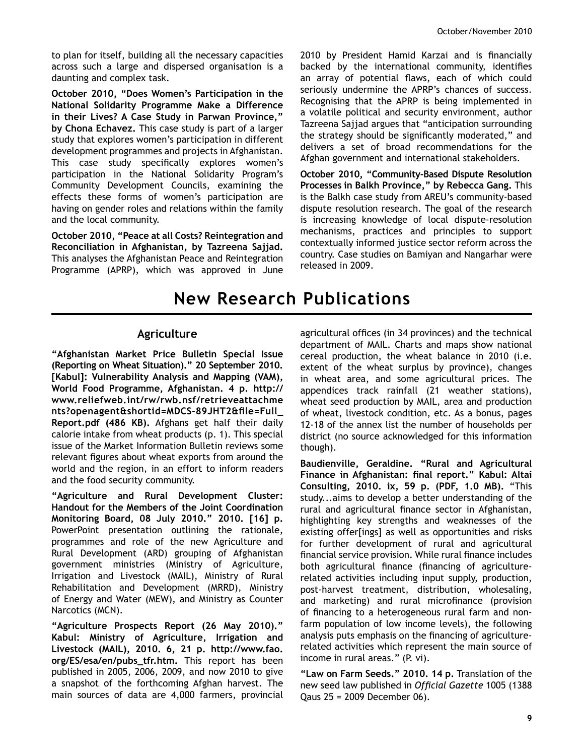to plan for itself, building all the necessary capacities across such a large and dispersed organisation is a daunting and complex task.

**October 2010, "Does Women's Participation in the National Solidarity Programme Make a Difference in their Lives? A Case Study in Parwan Province," by Chona Echavez.** This case study is part of a larger study that explores women's participation in different development programmes and projects in Afghanistan. This case study specifically explores women's participation in the National Solidarity Program's Community Development Councils, examining the effects these forms of women's participation are having on gender roles and relations within the family and the local community.

**October 2010, "Peace at all Costs? Reintegration and Reconciliation in Afghanistan, by Tazreena Sajjad.** This analyses the Afghanistan Peace and Reintegration Programme (APRP), which was approved in June 2010 by President Hamid Karzai and is financially backed by the international community, identifies an array of potential flaws, each of which could seriously undermine the APRP's chances of success. Recognising that the APRP is being implemented in a volatile political and security environment, author Tazreena Sajjad argues that "anticipation surrounding the strategy should be significantly moderated," and delivers a set of broad recommendations for the Afghan government and international stakeholders.

**October 2010, "Community-Based Dispute Resolution Processes in Balkh Province," by Rebecca Gang.** This is the Balkh case study from AREU's community-based dispute resolution research. The goal of the research is increasing knowledge of local dispute-resolution mechanisms, practices and principles to support contextually informed justice sector reform across the country. Case studies on Bamiyan and Nangarhar were released in 2009.

# New Research Publications

## Agriculture

**"Afghanistan Market Price Bulletin Special Issue (Reporting on Wheat Situation)." 20 September 2010. [Kabul]: Vulnerability Analysis and Mapping (VAM), World Food Programme, Afghanistan. 4 p. http://www.reliefweb.int/rw/rwb.nsf/retrieveattachments?openagent&shortid=MDCS-89JHT2&file=Full_Report.pdf (486 KB).** Afghans get half their daily calorie intake from wheat products (p. 1). This special issue of the Market Information Bulletin reviews some relevant figures about wheat exports from around the world and the region, in an effort to inform readers and the food security community.

**"Agriculture and Rural Development Cluster: Handout for the Members of the Joint Coordination Monitoring Board, 08 July 2010." 2010. [16] p.** PowerPoint presentation outlining the rationale, programmes and role of the new Agriculture and Rural Development (ARD) grouping of Afghanistan government ministries (Ministry of Agriculture, Irrigation and Livestock (MAIL), Ministry of Rural Rehabilitation and Development (MRRD), Ministry of Energy and Water (MEW), and Ministry as Counter Narcotics (MCN).

**"Agriculture Prospects Report (26 May 2010)." Kabul: Ministry of Agriculture, Irrigation and Livestock (MAIL), 2010. 6, 21 p. http://www.fao.org/ES/esa/en/pubs_tfr.htm.** This report has been published in 2005, 2006, 2009, and now 2010 to give a snapshot of the forthcoming Afghan harvest. The main sources of data are 4,000 farmers, provincial agricultural offices (in 34 provinces) and the technical department of MAIL. Charts and maps show national cereal production, the wheat balance in 2010 (i.e. extent of the wheat surplus by province), changes in wheat area, and some agricultural prices. The appendices track rainfall (21 weather stations), wheat seed production by MAIL, area and production of wheat, livestock condition, etc. As a bonus, pages 12-18 of the annex list the number of households per district (no source acknowledged for this information though).

**Baudienville, Geraldine. "Rural and Agricultural Finance in Afghanistan: final report." Kabul: Altai Consulting, 2010. ix, 59 p. (PDF, 1.0 MB).** "This study...aims to develop a better understanding of the rural and agricultural finance sector in Afghanistan, highlighting key strengths and weaknesses of the existing offer[ings] as well as opportunities and risks for further development of rural and agricultural financial service provision. While rural finance includes both agricultural finance (financing of agriculture-related activities including input supply, production, post-harvest treatment, distribution, wholesaling, and marketing) and rural microfinance (provision of financing to a heterogeneous rural farm and non-farm population of low income levels), the following analysis puts emphasis on the financing of agriculture-related activities which represent the main source of income in rural areas." (P. vi).

**"Law on Farm Seeds." 2010. 14 p.** Translation of the new seed law published in *Official Gazette* 1005 (1388 Qaus 25 = 2009 December 06).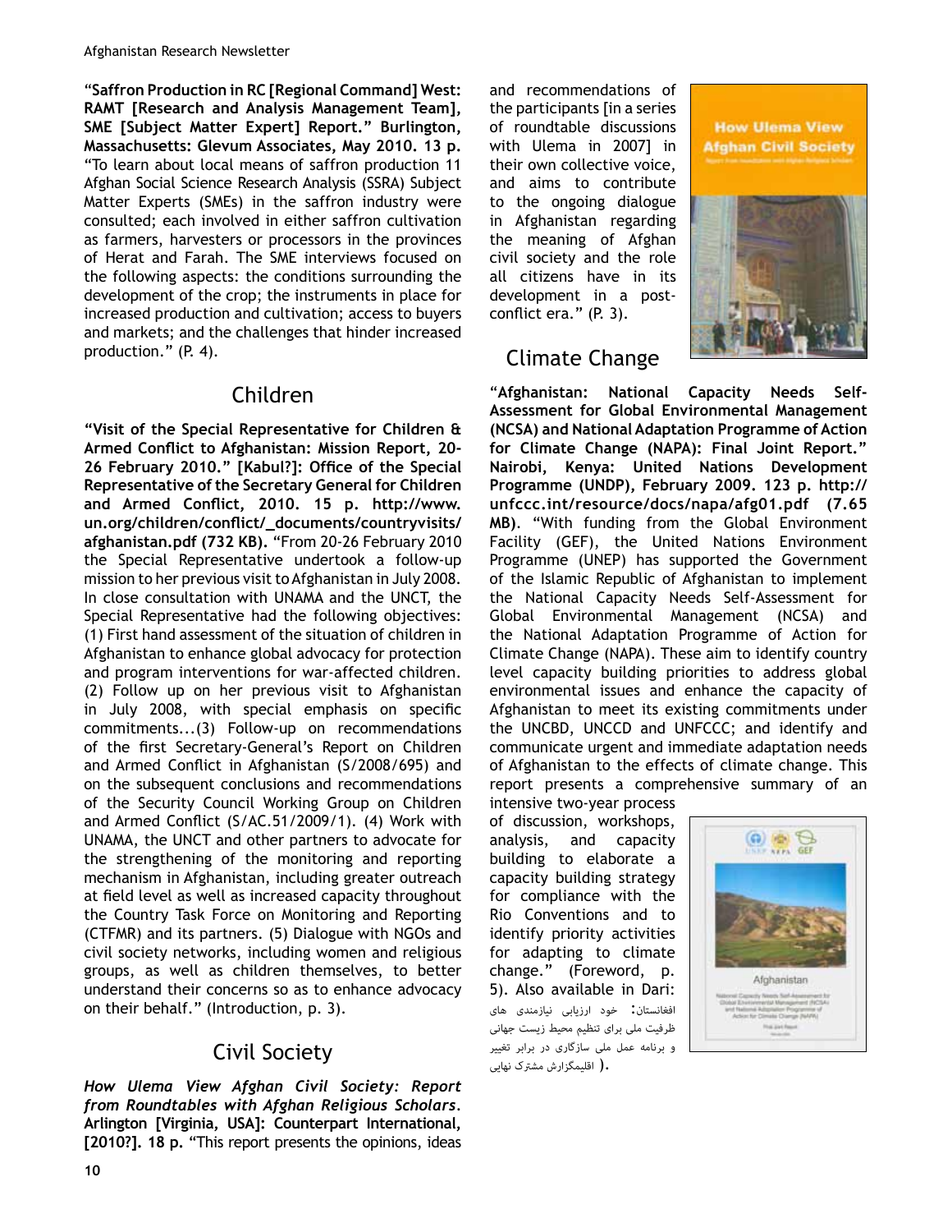"**Saffron Production in RC [Regional Command] West: RAMT [Research and Analysis Management Team], SME [Subject Matter Expert] Report." Burlington, Massachusetts: Glevum Associates, May 2010. 13 p.** "To learn about local means of saffron production 11 Afghan Social Science Research Analysis (SSRA) Subject Matter Experts (SMEs) in the saffron industry were consulted; each involved in either saffron cultivation as farmers, harvesters or processors in the provinces of Herat and Farah. The SME interviews focused on the following aspects: the conditions surrounding the development of the crop; the instruments in place for increased production and cultivation; access to buyers and markets; and the challenges that hinder increased production." (P. 4).

## Children

**"Visit of the Special Representative for Children & Armed Conflict to Afghanistan: Mission Report, 20-26 February 2010." [Kabul?]: Office of the Special Representative of the Secretary General for Children and Armed Conflict, 2010. 15 p. http://www.un.org/children/conflict/_documents/countryvisits/afghanistan.pdf (732 KB).** "From 20-26 February 2010 the Special Representative undertook a follow-up mission to her previous visit to Afghanistan in July 2008. In close consultation with UNAMA and the UNCT, the Special Representative had the following objectives: (1) First hand assessment of the situation of children in Afghanistan to enhance global advocacy for protection and program interventions for war-affected children. (2) Follow up on her previous visit to Afghanistan in July 2008, with special emphasis on specific commitments...(3) Follow-up on recommendations of the first Secretary-General's Report on Children and Armed Conflict in Afghanistan (S/2008/695) and on the subsequent conclusions and recommendations of the Security Council Working Group on Children and Armed Conflict (S/AC.51/2009/1). (4) Work with UNAMA, the UNCT and other partners to advocate for the strengthening of the monitoring and reporting mechanism in Afghanistan, including greater outreach at field level as well as increased capacity throughout the Country Task Force on Monitoring and Reporting (CTFMR) and its partners. (5) Dialogue with NGOs and civil society networks, including women and religious groups, as well as children themselves, to better understand their concerns so as to enhance advocacy on their behalf." (Introduction, p. 3).

## Civil Society

***How Ulema View Afghan Civil Society: Report from Roundtables with Afghan Religious Scholars*. Arlington [Virginia, USA]: Counterpart International, [2010?]. 18 p.** "This report presents the opinions, ideas and recommendations of the participants [in a series of roundtable discussions with Ulema in 2007] in their own collective voice, and aims to contribute to the ongoing dialogue in Afghanistan regarding the meaning of Afghan civil society and the role all citizens have in its development in a post-conflict era." (P. 3).

## Climate Change

**"Afghanistan: National Capacity Needs Self-Assessment for Global Environmental Management (NCSA) and National Adaptation Programme of Action for Climate Change (NAPA): Final Joint Report." Nairobi, Kenya: United Nations Development Programme (UNDP), February 2009. 123 p. http://unfccc.int/resource/docs/napa/afg01.pdf (7.65 MB).** "With funding from the Global Environment Facility (GEF), the United Nations Environment Programme (UNEP) has supported the Government of the Islamic Republic of Afghanistan to implement the National Capacity Needs Self-Assessment for Global Environmental Management (NCSA) and the National Adaptation Programme of Action for Climate Change (NAPA). These aim to identify country level capacity building priorities to address global environmental issues and enhance the capacity of Afghanistan to meet its existing commitments under the UNCBD, UNCCD and UNFCCC; and identify and communicate urgent and immediate adaptation needs of Afghanistan to the effects of climate change. This report presents a comprehensive summary of an intensive two-year process of discussion, workshops, analysis, and capacity building to elaborate a capacity building strategy for compliance with the Rio Conventions and to identify priority activities for adapting to climate change." (Foreword, p. 5). Also available in Dari: افغانستان: خود ارزیابی نیازمندی های ظرفیت ملی برای تنظیم محیط زیست جهانی و برنامه عمل ملی سازگاری در برابر تغییر اقلیمگزارش مشترک نهایی ).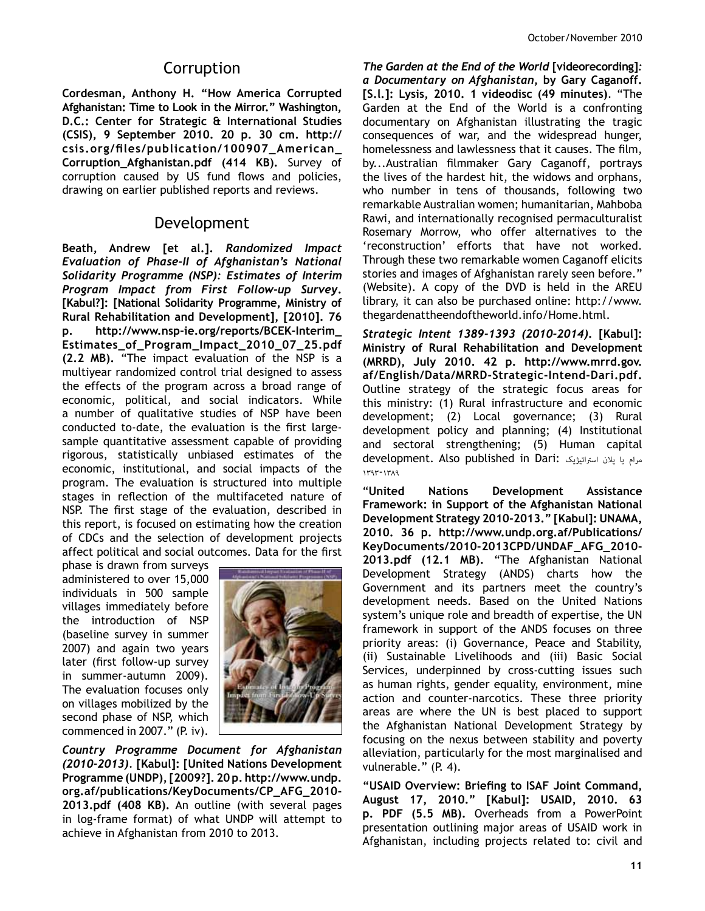## Corruption

**Cordesman, Anthony H. "How America Corrupted Afghanistan: Time to Look in the Mirror." Washington, D.C.: Center for Strategic & International Studies (CSIS), 9 September 2010. 20 p. 30 cm. http://csis.org/files/publication/100907_American_Corruption_Afghanistan.pdf (414 KB).** Survey of corruption caused by US fund flows and policies, drawing on earlier published reports and reviews.

## Development

**Beath, Andrew [et al.].** ***Randomized Impact Evaluation of Phase-II of Afghanistan's National Solidarity Programme (NSP): Estimates of Interim Program Impact from First Follow-up Survey*****. [Kabul?]: [National Solidarity Programme, Ministry of Rural Rehabilitation and Development], [2010]. 76 p. http://www.nsp-ie.org/reports/BCEK-Interim_Estimates_of_Program_Impact_2010_07_25.pdf (2.2 MB).** "The impact evaluation of the NSP is a multiyear randomized control trial designed to assess the effects of the program across a broad range of economic, political, and social indicators. While a number of qualitative studies of NSP have been conducted to-date, the evaluation is the first large-sample quantitative assessment capable of providing rigorous, statistically unbiased estimates of the economic, institutional, and social impacts of the program. The evaluation is structured into multiple stages in reflection of the multifaceted nature of NSP. The first stage of the evaluation, described in this report, is focused on estimating how the creation of CDCs and the selection of development projects affect political and social outcomes. Data for the first phase is drawn from surveys administered to over 15,000 individuals in 500 sample villages immediately before the introduction of NSP (baseline survey in summer 2007) and again two years later (first follow-up survey in summer-autumn 2009). The evaluation focuses only on villages mobilized by the second phase of NSP, which commenced in 2007." (P. iv).

***Country Programme Document for Afghanistan (2010-2013)*****. [Kabul]: [United Nations Development Programme (UNDP), [2009?]. 20 p. http://www.undp.org.af/publications/KeyDocuments/CP_AFG_2010-2013.pdf (408 KB).** An outline (with several pages in log-frame format) of what UNDP will attempt to achieve in Afghanistan from 2010 to 2013.

***The Garden at the End of the World*** **[videorecording]*****: a Documentary on Afghanistan*****, by Gary Caganoff. [S.l.]: Lysis, 2010. 1 videodisc (49 minutes)**. "The Garden at the End of the World is a confronting documentary on Afghanistan illustrating the tragic consequences of war, and the widespread hunger, homelessness and lawlessness that it causes. The film, by...Australian filmmaker Gary Caganoff, portrays the lives of the hardest hit, the widows and orphans, who number in tens of thousands, following two remarkable Australian women; humanitarian, Mahboba Rawi, and internationally recognised permaculturalist Rosemary Morrow, who offer alternatives to the 'reconstruction' efforts that have not worked. Through these two remarkable women Caganoff elicits stories and images of Afghanistan rarely seen before." (Website). A copy of the DVD is held in the AREU library, it can also be purchased online: http://www.thegardenattheendoftheworld.info/Home.html.

***Strategic Intent 1389-1393 (2010-2014)*****. [Kabul]: Ministry of Rural Rehabilitation and Development (MRRD), July 2010. 42 p. http://www.mrrd.gov.af/English/Data/MRRD-Strategic-Intend-Dari.pdf.** Outline strategy of the strategic focus areas for this ministry: (1) Rural infrastructure and economic development; (2) Local governance; (3) Rural development policy and planning; (4) Institutional and sectoral strengthening; (5) Human capital development. Also published in Dari: مرام یا پلان استراتیژیک ۱۳۸۹-۱۳۹۳

**"United Nations Development Assistance Framework: in Support of the Afghanistan National Development Strategy 2010-2013." [Kabul]: UNAMA, 2010. 36 p. http://www.undp.org.af/Publications/KeyDocuments/2010-2013CPD/UNDAF_AFG_2010-2013.pdf (12.1 MB).** "The Afghanistan National Development Strategy (ANDS) charts how the Government and its partners meet the country's development needs. Based on the United Nations system's unique role and breadth of expertise, the UN framework in support of the ANDS focuses on three priority areas: (i) Governance, Peace and Stability, (ii) Sustainable Livelihoods and (iii) Basic Social Services, underpinned by cross-cutting issues such as human rights, gender equality, environment, mine action and counter-narcotics. These three priority areas are where the UN is best placed to support the Afghanistan National Development Strategy by focusing on the nexus between stability and poverty alleviation, particularly for the most marginalised and vulnerable." (P. 4).

**"USAID Overview: Briefing to ISAF Joint Command, August 17, 2010." [Kabul]: USAID, 2010. 63 p. PDF (5.5 MB).** Overheads from a PowerPoint presentation outlining major areas of USAID work in Afghanistan, including projects related to: civil and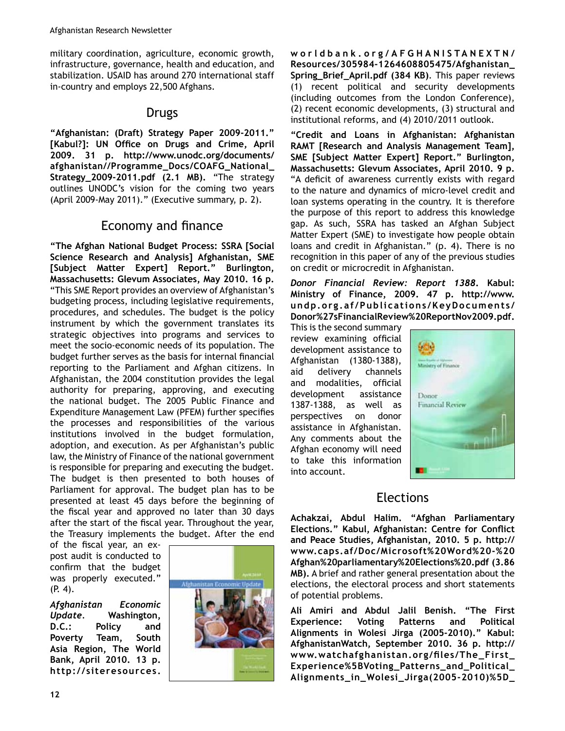military coordination, agriculture, economic growth, infrastructure, governance, health and education, and stabilization. USAID has around 270 international staff in-country and employs 22,500 Afghans.

## Drugs

**"Afghanistan: (Draft) Strategy Paper 2009-2011." [Kabul?]: UN Office on Drugs and Crime, April 2009. 31 p. http://www.unodc.org/documents/afghanistan//Programme_Docs/COAFG_National_Strategy_2009-2011.pdf (2.1 MB).** "The strategy outlines UNODC's vision for the coming two years (April 2009-May 2011)." (Executive summary, p. 2).

## Economy and finance

**"The Afghan National Budget Process: SSRA [Social Science Research and Analysis] Afghanistan, SME [Subject Matter Expert] Report." Burlington, Massachusetts: Glevum Associates, May 2010. 16 p.** "This SME Report provides an overview of Afghanistan's budgeting process, including legislative requirements, procedures, and schedules. The budget is the policy instrument by which the government translates its strategic objectives into programs and services to meet the socio-economic needs of its population. The budget further serves as the basis for internal financial reporting to the Parliament and Afghan citizens. In Afghanistan, the 2004 constitution provides the legal authority for preparing, approving, and executing the national budget. The 2005 Public Finance and Expenditure Management Law (PFEM) further specifies the processes and responsibilities of the various institutions involved in the budget formulation, adoption, and execution. As per Afghanistan's public law, the Ministry of Finance of the national government is responsible for preparing and executing the budget. The budget is then presented to both houses of Parliament for approval. The budget plan has to be presented at least 45 days before the beginning of the fiscal year and approved no later than 30 days after the start of the fiscal year. Throughout the year, the Treasury implements the budget. After the end of the fiscal year, an ex-post audit is conducted to confirm that the budget was properly executed." (P. 4).

***Afghanistan Economic Update*. Washington, D.C.: Policy and Poverty Team, South Asia Region, The World Bank, April 2010. 13 p. http://siteresources.worldbank.org/AFGHANISTANEXTN/Resources/305984-1264608805475/Afghanistan_Spring_Brief_April.pdf (384 KB)**. This paper reviews (1) recent political and security developments (including outcomes from the London Conference), (2) recent economic developments, (3) structural and institutional reforms, and (4) 2010/2011 outlook.

**"Credit and Loans in Afghanistan: Afghanistan RAMT [Research and Analysis Management Team], SME [Subject Matter Expert] Report." Burlington, Massachusetts: Glevum Associates, April 2010. 9 p.** "A deficit of awareness currently exists with regard to the nature and dynamics of micro-level credit and loan systems operating in the country. It is therefore the purpose of this report to address this knowledge gap. As such, SSRA has tasked an Afghan Subject Matter Expert (SME) to investigate how people obtain loans and credit in Afghanistan." (p. 4). There is no recognition in this paper of any of the previous studies on credit or microcredit in Afghanistan.

***Donor Financial Review: Report 1388*. Kabul: Ministry of Finance, 2009. 47 p. http://www.undp.org.af/Publications/KeyDocuments/Donor%27sFinancialReview%20ReportNov2009.pdf.** This is the second summary review examining official development assistance to Afghanistan (1380-1388), aid delivery channels and modalities, official development assistance 1387-1388, as well as perspectives on donor assistance in Afghanistan. Any comments about the Afghan economy will need to take this information into account.

## Elections

**Achakzai, Abdul Halim. "Afghan Parliamentary Elections." Kabul, Afghanistan: Centre for Conflict and Peace Studies, Afghanistan, 2010. 5 p. http://www.caps.af/Doc/Microsoft%20Word%20-%20Afghan%20parliamentary%20Elections%20.pdf (3.86 MB).** A brief and rather general presentation about the elections, the electoral process and short statements of potential problems.

**Ali Amiri and Abdul Jalil Benish. "The First Experience: Voting Patterns and Political Alignments in Wolesi Jirga (2005-2010)." Kabul: AfghanistanWatch, September 2010. 36 p. http://www.watchafghanistan.org/files/The_First_Experience%5BVoting_Patterns_and_Political_Alignments_in_Wolesi_Jirga(2005-2010)%5D_**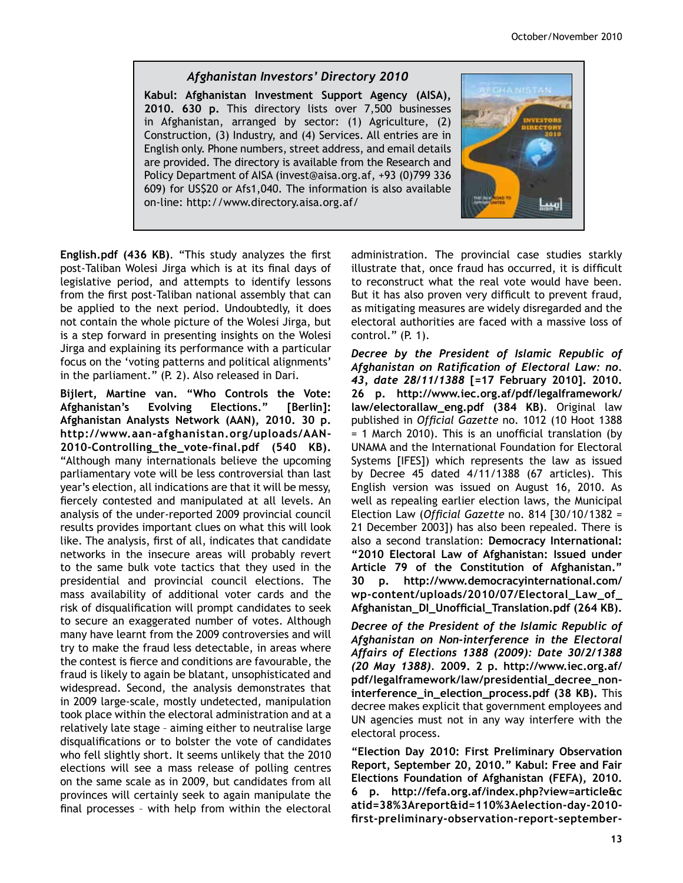### *Afghanistan Investors' Directory 2010*

**Kabul: Afghanistan Investment Support Agency (AISA), 2010. 630 p.** This directory lists over 7,500 businesses in Afghanistan, arranged by sector: (1) Agriculture, (2) Construction, (3) Industry, and (4) Services. All entries are in English only. Phone numbers, street address, and email details are provided. The directory is available from the Research and Policy Department of AISA (invest@aisa.org.af, +93 (0)799 336 609) for US$20 or Afs1,040. The information is also available on-line: http://www.directory.aisa.org.af/

**English.pdf (436 KB)**. "This study analyzes the first post-Taliban Wolesi Jirga which is at its final days of legislative period, and attempts to identify lessons from the first post-Taliban national assembly that can be applied to the next period. Undoubtedly, it does not contain the whole picture of the Wolesi Jirga, but is a step forward in presenting insights on the Wolesi Jirga and explaining its performance with a particular focus on the 'voting patterns and political alignments' in the parliament." (P. 2). Also released in Dari.

**Bijlert, Martine van. "Who Controls the Vote: Afghanistan's Evolving Elections." [Berlin]: Afghanistan Analysts Network (AAN), 2010. 30 p. http://www.aan-afghanistan.org/uploads/AAN-2010-Controlling_the_vote-final.pdf (540 KB).** "Although many internationals believe the upcoming parliamentary vote will be less controversial than last year's election, all indications are that it will be messy, fiercely contested and manipulated at all levels. An analysis of the under-reported 2009 provincial council results provides important clues on what this will look like. The analysis, first of all, indicates that candidate networks in the insecure areas will probably revert to the same bulk vote tactics that they used in the presidential and provincial council elections. The mass availability of additional voter cards and the risk of disqualification will prompt candidates to seek to secure an exaggerated number of votes. Although many have learnt from the 2009 controversies and will try to make the fraud less detectable, in areas where the contest is fierce and conditions are favourable, the fraud is likely to again be blatant, unsophisticated and widespread. Second, the analysis demonstrates that in 2009 large-scale, mostly undetected, manipulation took place within the electoral administration and at a relatively late stage – aiming either to neutralise large disqualifications or to bolster the vote of candidates who fell slightly short. It seems unlikely that the 2010 elections will see a mass release of polling centres on the same scale as in 2009, but candidates from all provinces will certainly seek to again manipulate the final processes – with help from within the electoral administration. The provincial case studies starkly illustrate that, once fraud has occurred, it is difficult to reconstruct what the real vote would have been. But it has also proven very difficult to prevent fraud, as mitigating measures are widely disregarded and the electoral authorities are faced with a massive loss of control." (P. 1).

***Decree by the President of Islamic Republic of Afghanistan on Ratification of Electoral Law: no. 43, date 28/11/1388* [=17 February 2010]. 2010. 26 p. http://www.iec.org.af/pdf/legalframework/law/electorallaw_eng.pdf (384 KB)**. Original law published in *Official Gazette* no. 1012 (10 Hoot 1388 = 1 March 2010). This is an unofficial translation (by UNAMA and the International Foundation for Electoral Systems [IFES]) which represents the law as issued by Decree 45 dated 4/11/1388 (67 articles). This English version was issued on August 16, 2010. As well as repealing earlier election laws, the Municipal Election Law (*Official Gazette* no. 814 [30/10/1382 = 21 December 2003]) has also been repealed. There is also a second translation: **Democracy International: "2010 Electoral Law of Afghanistan: Issued under Article 79 of the Constitution of Afghanistan." 30 p. http://www.democracyinternational.com/wp-content/uploads/2010/07/Electoral_Law_of_Afghanistan_DI_Unofficial_Translation.pdf (264 KB).**

***Decree of the President of the Islamic Republic of Afghanistan on Non-interference in the Electoral Affairs of Elections 1388 (2009): Date 30/2/1388 (20 May 1388)*. 2009. 2 p. http://www.iec.org.af/pdf/legalframework/law/presidential_decree_non-interference_in_election_process.pdf (38 KB).** This decree makes explicit that government employees and UN agencies must not in any way interfere with the electoral process.

**"Election Day 2010: First Preliminary Observation Report, September 20, 2010." Kabul: Free and Fair Elections Foundation of Afghanistan (FEFA), 2010. 6 p. http://fefa.org.af/index.php?view=article&catid=38%3Areport&id=110%3Aelection-day-2010-first-preliminary-observation-report-september-**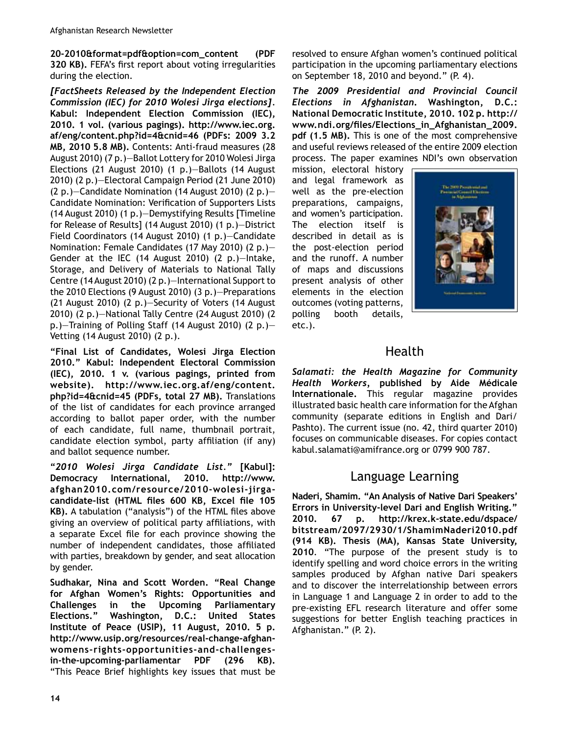**20-2010&format=pdf&option=com_content (PDF 320 KB).** FEFA's first report about voting irregularities during the election.

***[FactSheets Released by the Independent Election Commission (IEC) for 2010 Wolesi Jirga elections]*. Kabul: Independent Election Commission (IEC), 2010. 1 vol. (various pagings). http://www.iec.org.af/eng/content.php?id=4&cnid=46 (PDFs: 2009 3.2 MB, 2010 5.8 MB).** Contents: Anti-fraud measures (28 August 2010) (7 p.)—Ballot Lottery for 2010 Wolesi Jirga Elections (21 August 2010) (1 p.)—Ballots (14 August 2010) (2 p.)—Electoral Campaign Period (21 June 2010) (2 p.)—Candidate Nomination (14 August 2010) (2 p.)—Candidate Nomination: Verification of Supporters Lists (14 August 2010) (1 p.)—Demystifying Results [Timeline for Release of Results] (14 August 2010) (1 p.)—District Field Coordinators (14 August 2010) (1 p.)—Candidate Nomination: Female Candidates (17 May 2010) (2 p.)—Gender at the IEC (14 August 2010) (2 p.)—Intake, Storage, and Delivery of Materials to National Tally Centre (14 August 2010) (2 p.)—International Support to the 2010 Elections (9 August 2010) (3 p.)—Preparations (21 August 2010) (2 p.)—Security of Voters (14 August 2010) (2 p.)—National Tally Centre (24 August 2010) (2 p.)—Training of Polling Staff (14 August 2010) (2 p.)—Vetting (14 August 2010) (2 p.).

**"Final List of Candidates, Wolesi Jirga Election 2010." Kabul: Independent Electoral Commission (IEC), 2010. 1 v. (various pagings, printed from website). http://www.iec.org.af/eng/content.php?id=4&cnid=45 (PDFs, total 27 MB).** Translations of the list of candidates for each province arranged according to ballot paper order, with the number of each candidate, full name, thumbnail portrait, candidate election symbol, party affiliation (if any) and ballot sequence number.

**"*2010 Wolesi Jirga Candidate List*." [Kabul]: Democracy International, 2010. http://www.afghan2010.com/resource/2010-wolesi-jirga-candidate-list (HTML files 600 KB, Excel file 105 KB).** A tabulation ("analysis") of the HTML files above giving an overview of political party affiliations, with a separate Excel file for each province showing the number of independent candidates, those affiliated with parties, breakdown by gender, and seat allocation by gender.

**Sudhakar, Nina and Scott Worden. "Real Change for Afghan Women's Rights: Opportunities and Challenges in the Upcoming Parliamentary Elections." Washington, D.C.: United States Institute of Peace (USIP), 11 August, 2010. 5 p. http://www.usip.org/resources/real-change-afghan-womens-rights-opportunities-and-challenges-in-the-upcoming-parliamentar PDF (296 KB).** "This Peace Brief highlights key issues that must be resolved to ensure Afghan women's continued political participation in the upcoming parliamentary elections on September 18, 2010 and beyond." (P. 4).

***The 2009 Presidential and Provincial Council Elections in Afghanistan*. Washington, D.C.: National Democratic Institute, 2010. 102 p. http://www.ndi.org/files/Elections_in_Afghanistan_2009.pdf (1.5 MB).** This is one of the most comprehensive and useful reviews released of the entire 2009 election process. The paper examines NDI's own observation mission, electoral history and legal framework as well as the pre-election preparations, campaigns, and women's participation. The election itself is described in detail as is the post-election period and the runoff. A number of maps and discussions present analysis of other elements in the election outcomes (voting patterns, polling booth details, etc.).

## Health

***Salamati: the Health Magazine for Community Health Workers*, published by Aide Médicale Internationale.** This regular magazine provides illustrated basic health care information for the Afghan community (separate editions in English and Dari/Pashto). The current issue (no. 42, third quarter 2010) focuses on communicable diseases. For copies contact kabul.salamati@amifrance.org or 0799 900 787.

## Language Learning

**Naderi, Shamim. "An Analysis of Native Dari Speakers' Errors in University-level Dari and English Writing." 2010. 67 p. http://krex.k-state.edu/dspace/bitstream/2097/2930/1/ShamimNaderi2010.pdf (914 KB). Thesis (MA), Kansas State University, 2010.** "The purpose of the present study is to identify spelling and word choice errors in the writing samples produced by Afghan native Dari speakers and to discover the interrelationship between errors in Language 1 and Language 2 in order to add to the pre-existing EFL research literature and offer some suggestions for better English teaching practices in Afghanistan." (P. 2).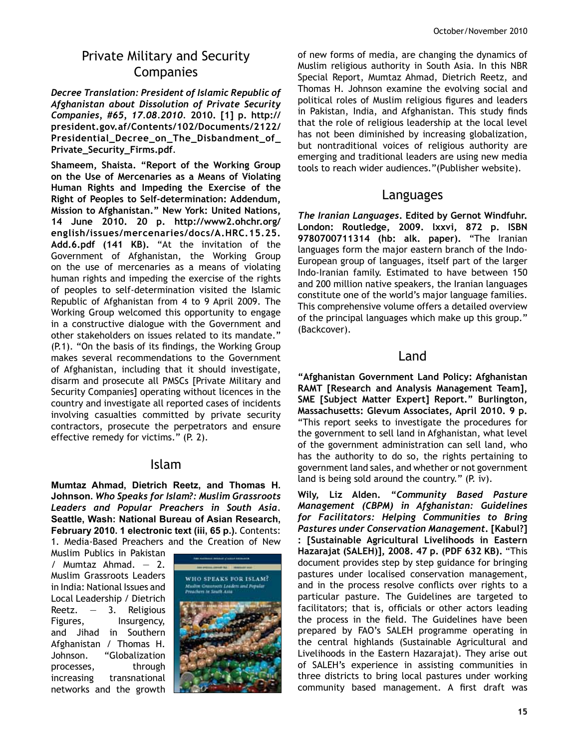## Private Military and Security Companies

***Decree Translation: President of Islamic Republic of Afghanistan about Dissolution of Private Security Companies, #65, 17.08.2010*. 2010. [1] p. http://president.gov.af/Contents/102/Documents/2122/Presidential_Decree_on_The_Disbandment_of_Private_Security_Firms.pdf**.

**Shameem, Shaista. "Report of the Working Group on the Use of Mercenaries as a Means of Violating Human Rights and Impeding the Exercise of the Right of Peoples to Self-determination: Addendum, Mission to Afghanistan." New York: United Nations, 14 June 2010. 20 p. http://www2.ohchr.org/english/issues/mercenaries/docs/A.HRC.15.25.Add.6.pdf (141 KB).** "At the invitation of the Government of Afghanistan, the Working Group on the use of mercenaries as a means of violating human rights and impeding the exercise of the rights of peoples to self-determination visited the Islamic Republic of Afghanistan from 4 to 9 April 2009. The Working Group welcomed this opportunity to engage in a constructive dialogue with the Government and other stakeholders on issues related to its mandate." (P.1). "On the basis of its findings, the Working Group makes several recommendations to the Government of Afghanistan, including that it should investigate, disarm and prosecute all PMSCs [Private Military and Security Companies] operating without licences in the country and investigate all reported cases of incidents involving casualties committed by private security contractors, prosecute the perpetrators and ensure effective remedy for victims." (P. 2).

## Islam

**Mumtaz Ahmad, Dietrich Reetz, and Thomas H. Johnson. *Who Speaks for Islam?: Muslim Grassroots Leaders and Popular Preachers in South Asia*. Seattle, Wash: National Bureau of Asian Research, February 2010. 1 electronic text (iii, 65 p.).** Contents: 1. Media-Based Preachers and the Creation of New Muslim Publics in Pakistan / Mumtaz Ahmad. — 2. Muslim Grassroots Leaders in India: National Issues and Local Leadership / Dietrich Reetz. — 3. Religious Figures, Insurgency, and Jihad in Southern Afghanistan / Thomas H. Johnson. "Globalization processes, through increasing transnational networks and the growth of new forms of media, are changing the dynamics of Muslim religious authority in South Asia. In this NBR Special Report, Mumtaz Ahmad, Dietrich Reetz, and Thomas H. Johnson examine the evolving social and political roles of Muslim religious figures and leaders in Pakistan, India, and Afghanistan. This study finds that the role of religious leadership at the local level has not been diminished by increasing globalization, but nontraditional voices of religious authority are emerging and traditional leaders are using new media tools to reach wider audiences."(Publisher website).

## Languages

***The Iranian Languages*. Edited by Gernot Windfuhr. London: Routledge, 2009. lxxvi, 872 p. ISBN 9780700711314 (hb: alk. paper).** "The Iranian languages form the major eastern branch of the Indo-European group of languages, itself part of the larger Indo-Iranian family. Estimated to have between 150 and 200 million native speakers, the Iranian languages constitute one of the world's major language families. This comprehensive volume offers a detailed overview of the principal languages which make up this group." (Backcover).

## Land

**"Afghanistan Government Land Policy: Afghanistan RAMT [Research and Analysis Management Team], SME [Subject Matter Expert] Report." Burlington, Massachusetts: Glevum Associates, April 2010. 9 p.** "This report seeks to investigate the procedures for the government to sell land in Afghanistan, what level of the government administration can sell land, who has the authority to do so, the rights pertaining to government land sales, and whether or not government land is being sold around the country." (P. iv).

**Wily, Liz Alden. "*Community Based Pasture Management (CBPM) in Afghanistan: Guidelines for Facilitators: Helping Communities to Bring Pastures under Conservation Management*. [Kabul?] : [Sustainable Agricultural Livelihoods in Eastern Hazarajat (SALEH)], 2008. 47 p. (PDF 632 KB).** "This document provides step by step guidance for bringing pastures under localised conservation management, and in the process resolve conflicts over rights to a particular pasture. The Guidelines are targeted to facilitators; that is, officials or other actors leading the process in the field. The Guidelines have been prepared by FAO's SALEH programme operating in the central highlands (Sustainable Agricultural and Livelihoods in the Eastern Hazarajat). They arise out of SALEH's experience in assisting communities in three districts to bring local pastures under working community based management. A first draft was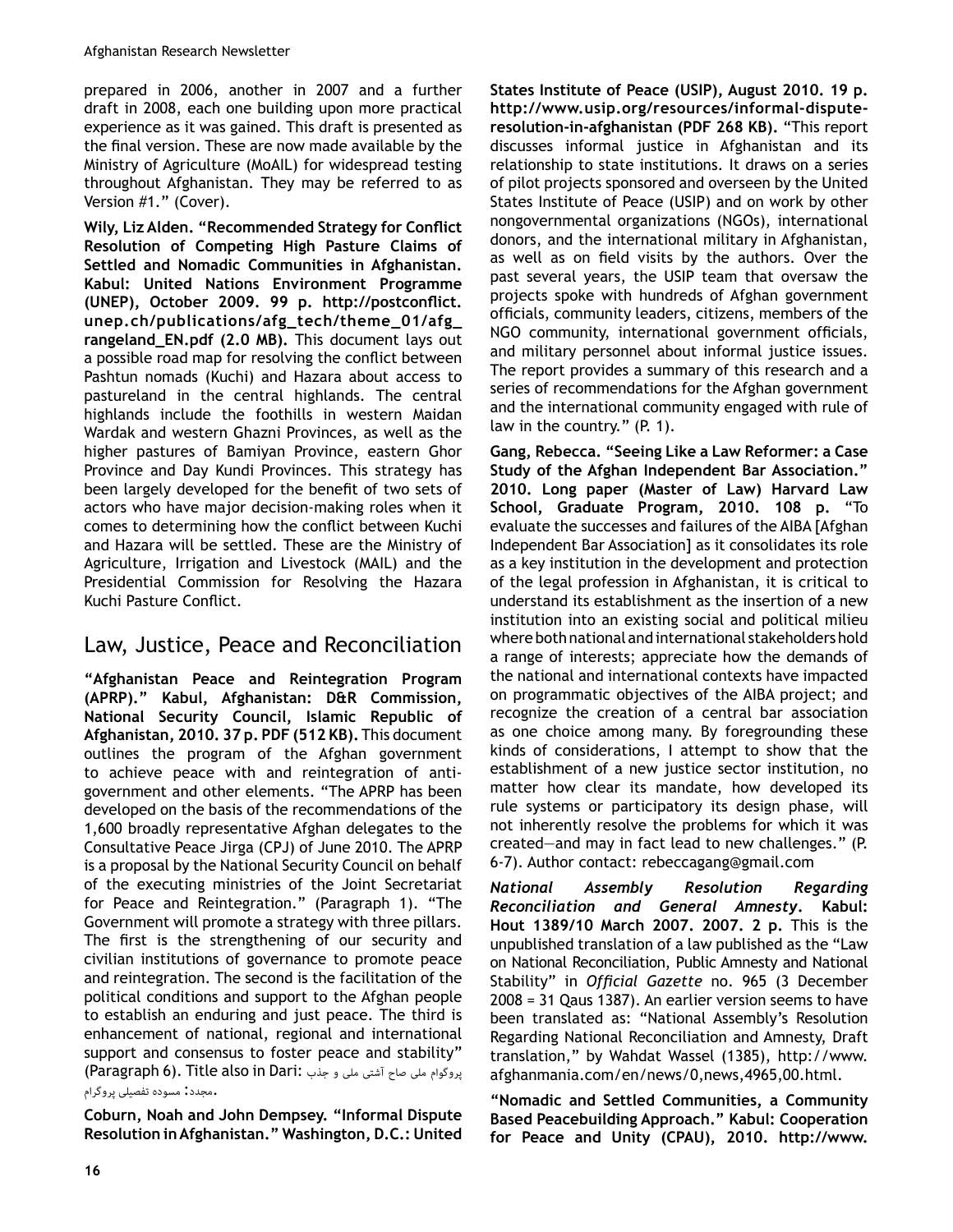prepared in 2006, another in 2007 and a further draft in 2008, each one building upon more practical experience as it was gained. This draft is presented as the final version. These are now made available by the Ministry of Agriculture (MoAIL) for widespread testing throughout Afghanistan. They may be referred to as Version #1." (Cover).

**Wily, Liz Alden. "Recommended Strategy for Conflict Resolution of Competing High Pasture Claims of Settled and Nomadic Communities in Afghanistan. Kabul: United Nations Environment Programme (UNEP), October 2009. 99 p. http://postconflict.unep.ch/publications/afg_tech/theme_01/afg_rangeland_EN.pdf (2.0 MB).** This document lays out a possible road map for resolving the conflict between Pashtun nomads (Kuchi) and Hazara about access to pastureland in the central highlands. The central highlands include the foothills in western Maidan Wardak and western Ghazni Provinces, as well as the higher pastures of Bamiyan Province, eastern Ghor Province and Day Kundi Provinces. This strategy has been largely developed for the benefit of two sets of actors who have major decision-making roles when it comes to determining how the conflict between Kuchi and Hazara will be settled. These are the Ministry of Agriculture, Irrigation and Livestock (MAIL) and the Presidential Commission for Resolving the Hazara Kuchi Pasture Conflict.

## Law, Justice, Peace and Reconciliation

**"Afghanistan Peace and Reintegration Program (APRP)." Kabul, Afghanistan: D&R Commission, National Security Council, Islamic Republic of Afghanistan, 2010. 37 p. PDF (512 KB).** This document outlines the program of the Afghan government to achieve peace with and reintegration of anti-government and other elements. "The APRP has been developed on the basis of the recommendations of the 1,600 broadly representative Afghan delegates to the Consultative Peace Jirga (CPJ) of June 2010. The APRP is a proposal by the National Security Council on behalf of the executing ministries of the Joint Secretariat for Peace and Reintegration." (Paragraph 1). "The Government will promote a strategy with three pillars. The first is the strengthening of our security and civilian institutions of governance to promote peace and reintegration. The second is the facilitation of the political conditions and support to the Afghan people to establish an enduring and just peace. The third is enhancement of national, regional and international support and consensus to foster peace and stability" (Paragraph 6). Title also in Dari: پروگوام ملی صاح آشتی ملی و جذب مجدد: مسوده تفصیلی پروگرام.

**Coburn, Noah and John Dempsey. "Informal Dispute Resolution in Afghanistan." Washington, D.C.: United States Institute of Peace (USIP), August 2010. 19 p. http://www.usip.org/resources/informal-dispute-resolution-in-afghanistan (PDF 268 KB).** "This report discusses informal justice in Afghanistan and its relationship to state institutions. It draws on a series of pilot projects sponsored and overseen by the United States Institute of Peace (USIP) and on work by other nongovernmental organizations (NGOs), international donors, and the international military in Afghanistan, as well as on field visits by the authors. Over the past several years, the USIP team that oversaw the projects spoke with hundreds of Afghan government officials, community leaders, citizens, members of the NGO community, international government officials, and military personnel about informal justice issues. The report provides a summary of this research and a series of recommendations for the Afghan government and the international community engaged with rule of law in the country." (P. 1).

**Gang, Rebecca. "Seeing Like a Law Reformer: a Case Study of the Afghan Independent Bar Association." 2010. Long paper (Master of Law) Harvard Law School, Graduate Program, 2010. 108 p.** "To evaluate the successes and failures of the AIBA [Afghan Independent Bar Association] as it consolidates its role as a key institution in the development and protection of the legal profession in Afghanistan, it is critical to understand its establishment as the insertion of a new institution into an existing social and political milieu where both national and international stakeholders hold a range of interests; appreciate how the demands of the national and international contexts have impacted on programmatic objectives of the AIBA project; and recognize the creation of a central bar association as one choice among many. By foregrounding these kinds of considerations, I attempt to show that the establishment of a new justice sector institution, no matter how clear its mandate, how developed its rule systems or participatory its design phase, will not inherently resolve the problems for which it was created—and may in fact lead to new challenges." (P. 6-7). Author contact: rebeccagang@gmail.com

***National Assembly Resolution Regarding Reconciliation and General Amnesty*. Kabul: Hout 1389/10 March 2007. 2007. 2 p.** This is the unpublished translation of a law published as the "Law on National Reconciliation, Public Amnesty and National Stability" in *Official Gazette* no. 965 (3 December 2008 = 31 Qaus 1387). An earlier version seems to have been translated as: "National Assembly's Resolution Regarding National Reconciliation and Amnesty, Draft translation," by Wahdat Wassel (1385), http://www.afghanmania.com/en/news/0,news,4965,00.html.

**"Nomadic and Settled Communities, a Community Based Peacebuilding Approach." Kabul: Cooperation for Peace and Unity (CPAU), 2010. http://www.**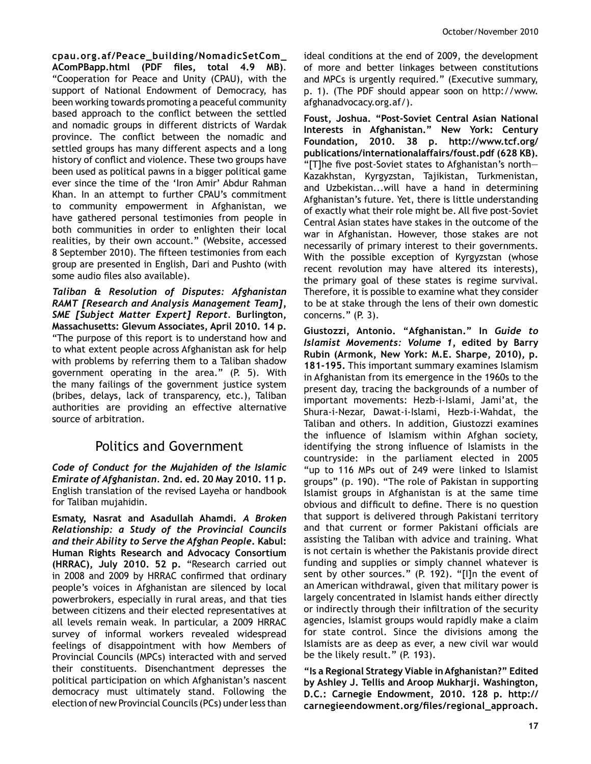**cpau.org.af/Peace_building/NomadicSetCom_ AComPBapp.html (PDF files, total 4.9 MB)**. "Cooperation for Peace and Unity (CPAU), with the support of National Endowment of Democracy, has been working towards promoting a peaceful community based approach to the conflict between the settled and nomadic groups in different districts of Wardak province. The conflict between the nomadic and settled groups has many different aspects and a long history of conflict and violence. These two groups have been used as political pawns in a bigger political game ever since the time of the 'Iron Amir' Abdur Rahman Khan. In an attempt to further CPAU's commitment to community empowerment in Afghanistan, we have gathered personal testimonies from people in both communities in order to enlighten their local realities, by their own account." (Website, accessed 8 September 2010). The fifteen testimonies from each group are presented in English, Dari and Pushto (with some audio files also available).

***Taliban & Resolution of Disputes: Afghanistan RAMT [Research and Analysis Management Team], SME [Subject Matter Expert] Report*. Burlington, Massachusetts: Glevum Associates, April 2010. 14 p.** "The purpose of this report is to understand how and to what extent people across Afghanistan ask for help with problems by referring them to a Taliban shadow government operating in the area." (P. 5). With the many failings of the government justice system (bribes, delays, lack of transparency, etc.), Taliban authorities are providing an effective alternative source of arbitration.

## Politics and Government

***Code of Conduct for the Mujahiden of the Islamic Emirate of Afghanistan*. 2nd. ed. 20 May 2010. 11 p.** English translation of the revised Layeha or handbook for Taliban mujahidin.

**Esmaty, Nasrat and Asadullah Ahamdi. *A Broken Relationship: a Study of the Provincial Councils and their Ability to Serve the Afghan People*. Kabul: Human Rights Research and Advocacy Consortium (HRRAC), July 2010. 52 p.** "Research carried out in 2008 and 2009 by HRRAC confirmed that ordinary people's voices in Afghanistan are silenced by local powerbrokers, especially in rural areas, and that ties between citizens and their elected representatives at all levels remain weak. In particular, a 2009 HRRAC survey of informal workers revealed widespread feelings of disappointment with how Members of Provincial Councils (MPCs) interacted with and served their constituents. Disenchantment depresses the political participation on which Afghanistan's nascent democracy must ultimately stand. Following the election of new Provincial Councils (PCs) under less than ideal conditions at the end of 2009, the development of more and better linkages between constitutions and MPCs is urgently required." (Executive summary, p. 1). (The PDF should appear soon on http://www.afghanadvocacy.org.af/).

**Foust, Joshua. "Post-Soviet Central Asian National Interests in Afghanistan." New York: Century Foundation, 2010. 38 p. http://www.tcf.org/publications/internationalaffairs/foust.pdf (628 KB).** "[T]he five post-Soviet states to Afghanistan's north—Kazakhstan, Kyrgyzstan, Tajikistan, Turkmenistan, and Uzbekistan...will have a hand in determining Afghanistan's future. Yet, there is little understanding of exactly what their role might be. All five post-Soviet Central Asian states have stakes in the outcome of the war in Afghanistan. However, those stakes are not necessarily of primary interest to their governments. With the possible exception of Kyrgyzstan (whose recent revolution may have altered its interests), the primary goal of these states is regime survival. Therefore, it is possible to examine what they consider to be at stake through the lens of their own domestic concerns." (P. 3).

**Giustozzi, Antonio. "Afghanistan." In *Guide to Islamist Movements: Volume 1*, edited by Barry Rubin (Armonk, New York: M.E. Sharpe, 2010), p. 181-195.** This important summary examines Islamism in Afghanistan from its emergence in the 1960s to the present day, tracing the backgrounds of a number of important movements: Hezb-i-Islami, Jami'at, the Shura-i-Nezar, Dawat-i-Islami, Hezb-i-Wahdat, the Taliban and others. In addition, Giustozzi examines the influence of Islamism within Afghan society, identifying the strong influence of Islamists in the countryside: in the parliament elected in 2005 "up to 116 MPs out of 249 were linked to Islamist groups" (p. 190). "The role of Pakistan in supporting Islamist groups in Afghanistan is at the same time obvious and difficult to define. There is no question that support is delivered through Pakistani territory and that current or former Pakistani officials are assisting the Taliban with advice and training. What is not certain is whether the Pakistanis provide direct funding and supplies or simply channel whatever is sent by other sources." (P. 192). "[I]n the event of an American withdrawal, given that military power is largely concentrated in Islamist hands either directly or indirectly through their infiltration of the security agencies, Islamist groups would rapidly make a claim for state control. Since the divisions among the Islamists are as deep as ever, a new civil war would be the likely result." (P. 193).

**"Is a Regional Strategy Viable in Afghanistan?" Edited by Ashley J. Tellis and Aroop Mukharji. Washington, D.C.: Carnegie Endowment, 2010. 128 p. http://carnegieendowment.org/files/regional_approach.**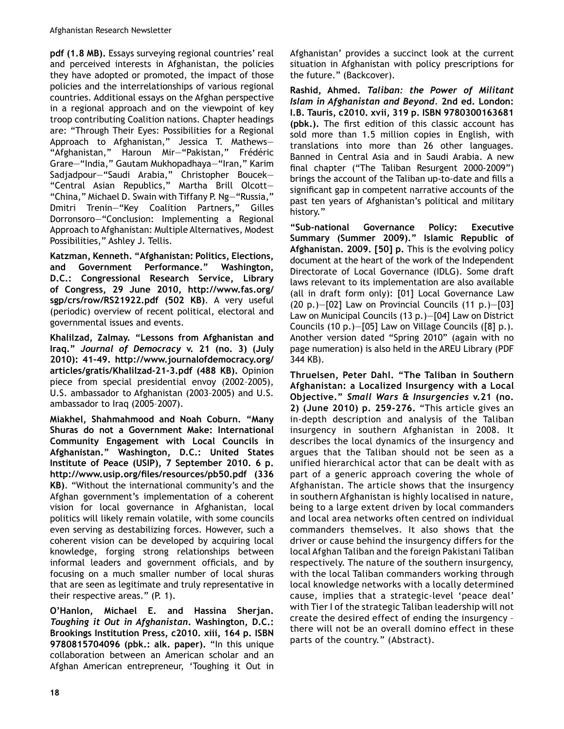**pdf (1.8 MB).** Essays surveying regional countries' real and perceived interests in Afghanistan, the policies they have adopted or promoted, the impact of those policies and the interrelationships of various regional countries. Additional essays on the Afghan perspective in a regional approach and on the viewpoint of key troop contributing Coalition nations. Chapter headings are: "Through Their Eyes: Possibilities for a Regional Approach to Afghanistan," Jessica T. Mathews—"Afghanistan," Haroun Mir—"Pakistan," Frédéric Grare—"India," Gautam Mukhopadhaya—"Iran," Karim Sadjadpour—"Saudi Arabia," Christopher Boucek—"Central Asian Republics," Martha Brill Olcott—"China," Michael D. Swain with Tiffany P. Ng—"Russia," Dmitri Trenin—"Key Coalition Partners," Gilles Dorronsoro—"Conclusion: Implementing a Regional Approach to Afghanistan: Multiple Alternatives, Modest Possibilities," Ashley J. Tellis.

**Katzman, Kenneth. "Afghanistan: Politics, Elections, and Government Performance." Washington, D.C.: Congressional Research Service, Library of Congress, 29 June 2010, http://www.fas.org/sgp/crs/row/RS21922.pdf (502 KB)**. A very useful (periodic) overview of recent political, electoral and governmental issues and events.

**Khalilzad, Zalmay. "Lessons from Afghanistan and Iraq."** ***Journal of Democracy*** **v. 21 (no. 3) (July 2010): 41-49. http://www.journalofdemocracy.org/articles/gratis/Khalilzad-21-3.pdf (488 KB).** Opinion piece from special presidential envoy (2002–2005), U.S. ambassador to Afghanistan (2003–2005) and U.S. ambassador to Iraq (2005–2007).

**Miakhel, Shahmahmood and Noah Coburn. "Many Shuras do not a Government Make: International Community Engagement with Local Councils in Afghanistan." Washington, D.C.: United States Institute of Peace (USIP), 7 September 2010. 6 p. http://www.usip.org/files/resources/pb50.pdf (336 KB)**. "Without the international community's and the Afghan government's implementation of a coherent vision for local governance in Afghanistan, local politics will likely remain volatile, with some councils even serving as destabilizing forces. However, such a coherent vision can be developed by acquiring local knowledge, forging strong relationships between informal leaders and government officials, and by focusing on a much smaller number of local shuras that are seen as legitimate and truly representative in their respective areas." (P. 1).

**O'Hanlon, Michael E. and Hassina Sherjan.** ***Toughing it Out in Afghanistan*****. Washington, D.C.: Brookings Institution Press, c2010. xiii, 164 p. ISBN 9780815704096 (pbk.: alk. paper).** "In this unique collaboration between an American scholar and an Afghan American entrepreneur, 'Toughing it Out in Afghanistan' provides a succinct look at the current situation in Afghanistan with policy prescriptions for the future." (Backcover).

**Rashid, Ahmed.** ***Taliban: the Power of Militant Islam in Afghanistan and Beyond*****. 2nd ed. London: I.B. Tauris, c2010. xvii, 319 p. ISBN 9780300163681 (pbk.).** The first edition of this classic account has sold more than 1.5 million copies in English, with translations into more than 26 other languages. Banned in Central Asia and in Saudi Arabia. A new final chapter ("The Taliban Resurgent 2000-2009") brings the account of the Taliban up-to-date and fills a significant gap in competent narrative accounts of the past ten years of Afghanistan's political and military history."

**"Sub-national Governance Policy: Executive Summary (Summer 2009)." Islamic Republic of Afghanistan. 2009. [50] p.** This is the evolving policy document at the heart of the work of the Independent Directorate of Local Governance (IDLG). Some draft laws relevant to its implementation are also available (all in draft form only): [01] Local Governance Law (20 p.)—[02] Law on Provincial Councils (11 p.)—[03] Law on Municipal Councils (13 p.)—[04] Law on District Councils (10 p.)—[05] Law on Village Councils ([8] p.). Another version dated "Spring 2010" (again with no page numeration) is also held in the AREU Library (PDF 344 KB).

**Thruelsen, Peter Dahl. "The Taliban in Southern Afghanistan: a Localized Insurgency with a Local Objective."** ***Small Wars & Insurgencies*** **v.21 (no. 2) (June 2010) p. 259-276.** "This article gives an in-depth description and analysis of the Taliban insurgency in southern Afghanistan in 2008. It describes the local dynamics of the insurgency and argues that the Taliban should not be seen as a unified hierarchical actor that can be dealt with as part of a generic approach covering the whole of Afghanistan. The article shows that the insurgency in southern Afghanistan is highly localised in nature, being to a large extent driven by local commanders and local area networks often centred on individual commanders themselves. It also shows that the driver or cause behind the insurgency differs for the local Afghan Taliban and the foreign Pakistani Taliban respectively. The nature of the southern insurgency, with the local Taliban commanders working through local knowledge networks with a locally determined cause, implies that a strategic-level 'peace deal' with Tier I of the strategic Taliban leadership will not create the desired effect of ending the insurgency – there will not be an overall domino effect in these parts of the country." (Abstract).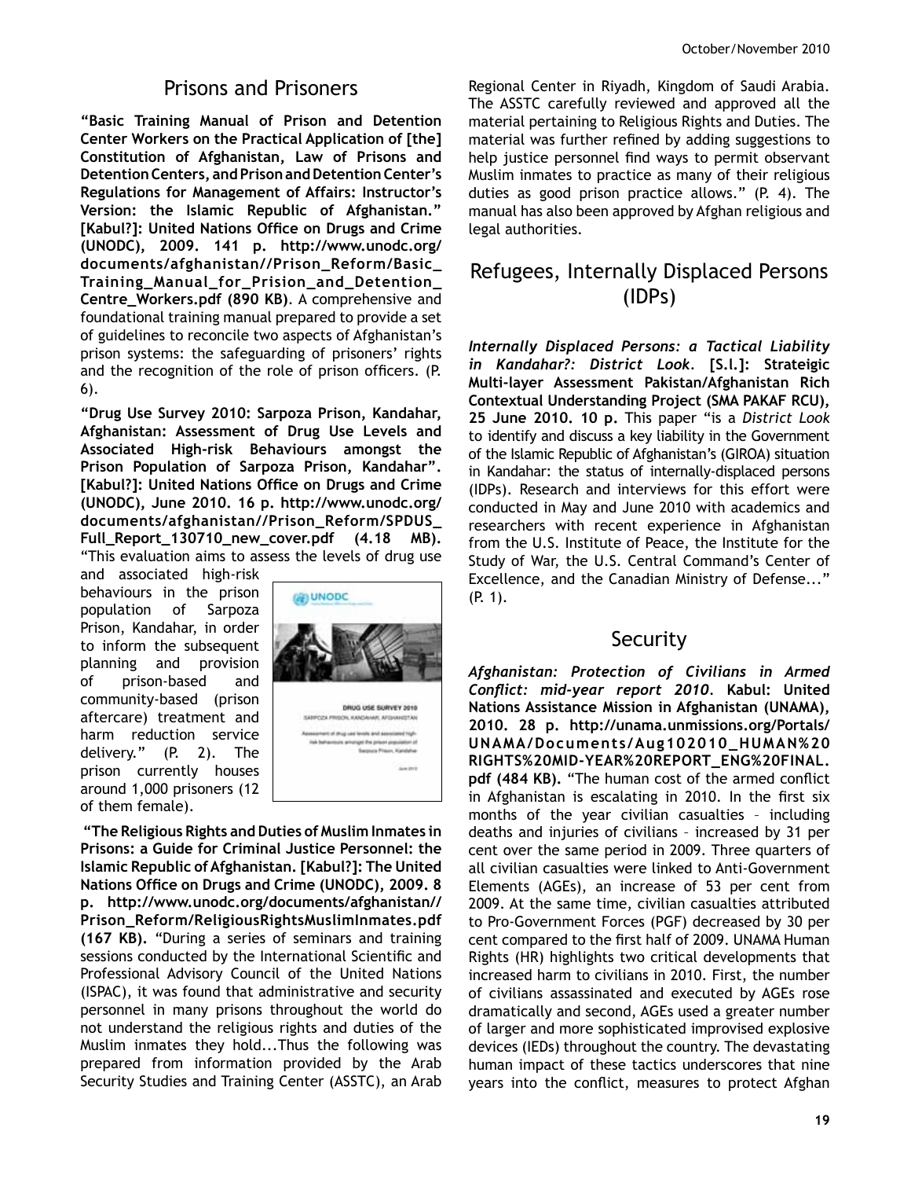## Prisons and Prisoners

**"Basic Training Manual of Prison and Detention Center Workers on the Practical Application of [the] Constitution of Afghanistan, Law of Prisons and Detention Centers, and Prison and Detention Center's Regulations for Management of Affairs: Instructor's Version: the Islamic Republic of Afghanistan." [Kabul?]: United Nations Office on Drugs and Crime (UNODC), 2009. 141 p. http://www.unodc.org/documents/afghanistan//Prison_Reform/Basic_Training_Manual_for_Prision_and_Detention_Centre_Workers.pdf (890 KB)**. A comprehensive and foundational training manual prepared to provide a set of guidelines to reconcile two aspects of Afghanistan's prison systems: the safeguarding of prisoners' rights and the recognition of the role of prison officers. (P. 6).

**"Drug Use Survey 2010: Sarpoza Prison, Kandahar, Afghanistan: Assessment of Drug Use Levels and Associated High-risk Behaviours amongst the Prison Population of Sarpoza Prison, Kandahar". [Kabul?]: United Nations Office on Drugs and Crime (UNODC), June 2010. 16 p. http://www.unodc.org/documents/afghanistan//Prison_Reform/SPDUS_Full_Report_130710_new_cover.pdf (4.18 MB).** "This evaluation aims to assess the levels of drug use and associated high-risk behaviours in the prison population of Sarpoza Prison, Kandahar, in order to inform the subsequent planning and provision of prison-based and community-based (prison aftercare) treatment and harm reduction service delivery." (P. 2). The prison currently houses around 1,000 prisoners (12 of them female).

**"The Religious Rights and Duties of Muslim Inmates in Prisons: a Guide for Criminal Justice Personnel: the Islamic Republic of Afghanistan. [Kabul?]: The United Nations Office on Drugs and Crime (UNODC), 2009. 8 p. http://www.unodc.org/documents/afghanistan//Prison_Reform/ReligiousRightsMuslimInmates.pdf (167 KB).** "During a series of seminars and training sessions conducted by the International Scientific and Professional Advisory Council of the United Nations (ISPAC), it was found that administrative and security personnel in many prisons throughout the world do not understand the religious rights and duties of the Muslim inmates they hold...Thus the following was prepared from information provided by the Arab Security Studies and Training Center (ASSTC), an Arab Regional Center in Riyadh, Kingdom of Saudi Arabia. The ASSTC carefully reviewed and approved all the material pertaining to Religious Rights and Duties. The material was further refined by adding suggestions to help justice personnel find ways to permit observant Muslim inmates to practice as many of their religious duties as good prison practice allows." (P. 4). The manual has also been approved by Afghan religious and legal authorities.

## Refugees, Internally Displaced Persons (IDPs)

***Internally Displaced Persons: a Tactical Liability in Kandahar?: District Look*. [S.l.]: Strateigic Multi-layer Assessment Pakistan/Afghanistan Rich Contextual Understanding Project (SMA PAKAF RCU), 25 June 2010. 10 p.** This paper "is a *District Look* to identify and discuss a key liability in the Government of the Islamic Republic of Afghanistan's (GIROA) situation in Kandahar: the status of internally-displaced persons (IDPs). Research and interviews for this effort were conducted in May and June 2010 with academics and researchers with recent experience in Afghanistan from the U.S. Institute of Peace, the Institute for the Study of War, the U.S. Central Command's Center of Excellence, and the Canadian Ministry of Defense..." (P. 1).

## Security

***Afghanistan: Protection of Civilians in Armed Conflict: mid-year report 2010*. Kabul: United Nations Assistance Mission in Afghanistan (UNAMA), 2010. 28 p. http://unama.unmissions.org/Portals/UNAMA/Documents/Aug102010_HUMAN%20RIGHTS%20MID-YEAR%20REPORT_ENG%20FINAL.pdf (484 KB).** "The human cost of the armed conflict in Afghanistan is escalating in 2010. In the first six months of the year civilian casualties – including deaths and injuries of civilians – increased by 31 per cent over the same period in 2009. Three quarters of all civilian casualties were linked to Anti-Government Elements (AGEs), an increase of 53 per cent from 2009. At the same time, civilian casualties attributed to Pro-Government Forces (PGF) decreased by 30 per cent compared to the first half of 2009. UNAMA Human Rights (HR) highlights two critical developments that increased harm to civilians in 2010. First, the number of civilians assassinated and executed by AGEs rose dramatically and second, AGEs used a greater number of larger and more sophisticated improvised explosive devices (IEDs) throughout the country. The devastating human impact of these tactics underscores that nine years into the conflict, measures to protect Afghan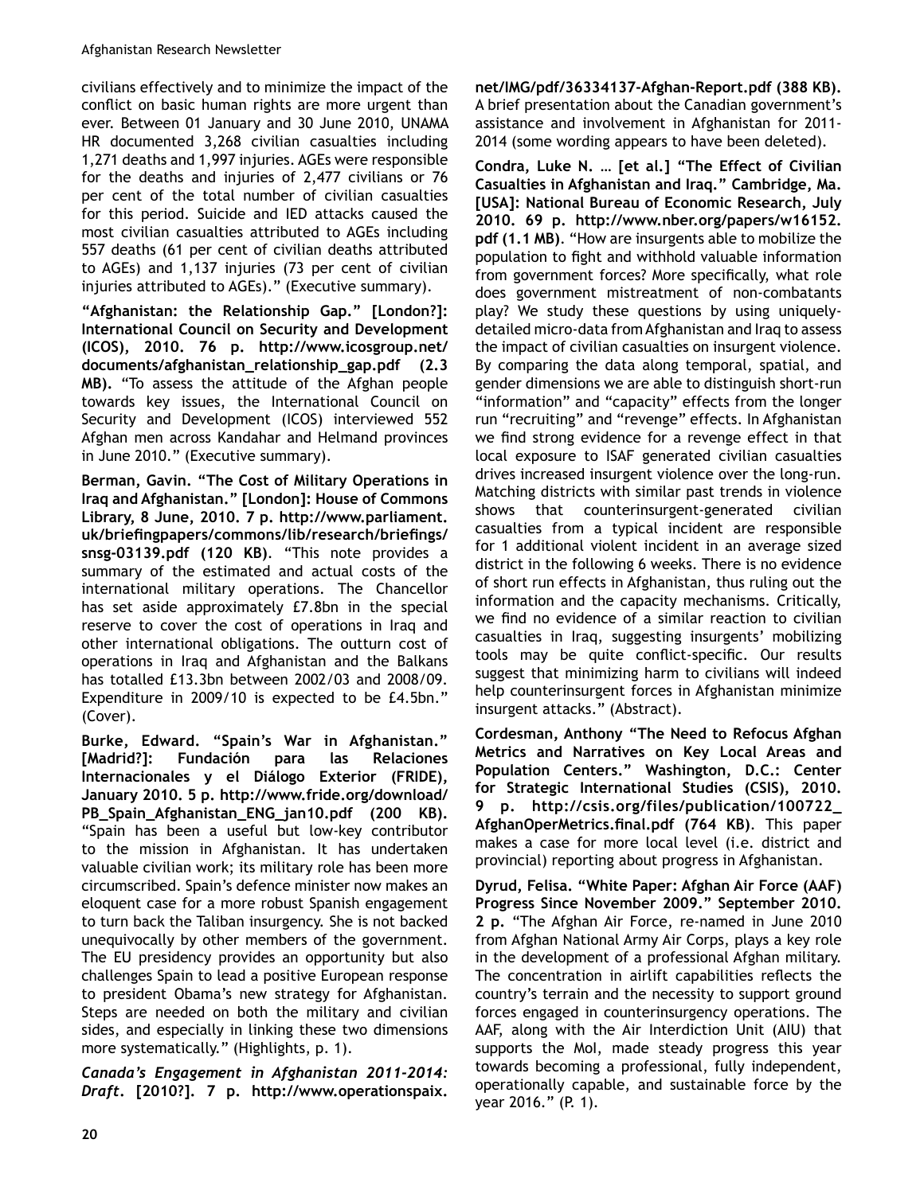civilians effectively and to minimize the impact of the conflict on basic human rights are more urgent than ever. Between 01 January and 30 June 2010, UNAMA HR documented 3,268 civilian casualties including 1,271 deaths and 1,997 injuries. AGEs were responsible for the deaths and injuries of 2,477 civilians or 76 per cent of the total number of civilian casualties for this period. Suicide and IED attacks caused the most civilian casualties attributed to AGEs including 557 deaths (61 per cent of civilian deaths attributed to AGEs) and 1,137 injuries (73 per cent of civilian injuries attributed to AGEs)." (Executive summary).

**"Afghanistan: the Relationship Gap." [London?]: International Council on Security and Development (ICOS), 2010. 76 p. http://www.icosgroup.net/documents/afghanistan_relationship_gap.pdf (2.3 MB).** "To assess the attitude of the Afghan people towards key issues, the International Council on Security and Development (ICOS) interviewed 552 Afghan men across Kandahar and Helmand provinces in June 2010." (Executive summary).

**Berman, Gavin. "The Cost of Military Operations in Iraq and Afghanistan." [London]: House of Commons Library, 8 June, 2010. 7 p. http://www.parliament.uk/briefingpapers/commons/lib/research/briefings/snsg-03139.pdf (120 KB)**. "This note provides a summary of the estimated and actual costs of the international military operations. The Chancellor has set aside approximately £7.8bn in the special reserve to cover the cost of operations in Iraq and other international obligations. The outturn cost of operations in Iraq and Afghanistan and the Balkans has totalled £13.3bn between 2002/03 and 2008/09. Expenditure in 2009/10 is expected to be £4.5bn." (Cover).

**Burke, Edward. "Spain's War in Afghanistan." [Madrid?]: Fundación para las Relaciones Internacionales y el Diálogo Exterior (FRIDE), January 2010. 5 p. http://www.fride.org/download/PB_Spain_Afghanistan_ENG_jan10.pdf (200 KB).** "Spain has been a useful but low-key contributor to the mission in Afghanistan. It has undertaken valuable civilian work; its military role has been more circumscribed. Spain's defence minister now makes an eloquent case for a more robust Spanish engagement to turn back the Taliban insurgency. She is not backed unequivocally by other members of the government. The EU presidency provides an opportunity but also challenges Spain to lead a positive European response to president Obama's new strategy for Afghanistan. Steps are needed on both the military and civilian sides, and especially in linking these two dimensions more systematically." (Highlights, p. 1).

***Canada's Engagement in Afghanistan 2011-2014: Draft*. [2010?]. 7 p. http://www.operationspaix.net/IMG/pdf/36334137-Afghan-Report.pdf (388 KB).** A brief presentation about the Canadian government's assistance and involvement in Afghanistan for 2011-2014 (some wording appears to have been deleted).

**Condra, Luke N. … [et al.] "The Effect of Civilian Casualties in Afghanistan and Iraq." Cambridge, Ma. [USA]: National Bureau of Economic Research, July 2010. 69 p. http://www.nber.org/papers/w16152.pdf (1.1 MB)**. "How are insurgents able to mobilize the population to fight and withhold valuable information from government forces? More specifically, what role does government mistreatment of non-combatants play? We study these questions by using uniquely-detailed micro-data from Afghanistan and Iraq to assess the impact of civilian casualties on insurgent violence. By comparing the data along temporal, spatial, and gender dimensions we are able to distinguish short-run "information" and "capacity" effects from the longer run "recruiting" and "revenge" effects. In Afghanistan we find strong evidence for a revenge effect in that local exposure to ISAF generated civilian casualties drives increased insurgent violence over the long-run. Matching districts with similar past trends in violence shows that counterinsurgent-generated civilian casualties from a typical incident are responsible for 1 additional violent incident in an average sized district in the following 6 weeks. There is no evidence of short run effects in Afghanistan, thus ruling out the information and the capacity mechanisms. Critically, we find no evidence of a similar reaction to civilian casualties in Iraq, suggesting insurgents' mobilizing tools may be quite conflict-specific. Our results suggest that minimizing harm to civilians will indeed help counterinsurgent forces in Afghanistan minimize insurgent attacks." (Abstract).

**Cordesman, Anthony "The Need to Refocus Afghan Metrics and Narratives on Key Local Areas and Population Centers." Washington, D.C.: Center for Strategic International Studies (CSIS), 2010. 9 p. http://csis.org/files/publication/100722_AfghanOperMetrics.final.pdf (764 KB)**. This paper makes a case for more local level (i.e. district and provincial) reporting about progress in Afghanistan.

**Dyrud, Felisa. "White Paper: Afghan Air Force (AAF) Progress Since November 2009." September 2010. 2 p.** "The Afghan Air Force, re-named in June 2010 from Afghan National Army Air Corps, plays a key role in the development of a professional Afghan military. The concentration in airlift capabilities reflects the country's terrain and the necessity to support ground forces engaged in counterinsurgency operations. The AAF, along with the Air Interdiction Unit (AIU) that supports the MoI, made steady progress this year towards becoming a professional, fully independent, operationally capable, and sustainable force by the year 2016." (P. 1).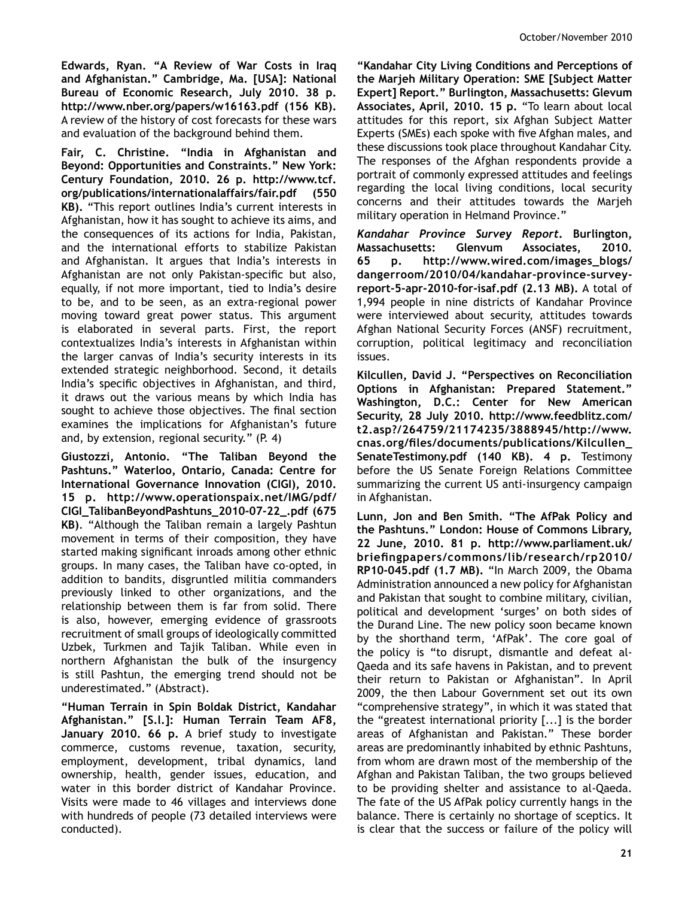**Edwards, Ryan. "A Review of War Costs in Iraq and Afghanistan." Cambridge, Ma. [USA]: National Bureau of Economic Research, July 2010. 38 p. http://www.nber.org/papers/w16163.pdf (156 KB).** A review of the history of cost forecasts for these wars and evaluation of the background behind them.

**Fair, C. Christine. "India in Afghanistan and Beyond: Opportunities and Constraints." New York: Century Foundation, 2010. 26 p. http://www.tcf.org/publications/internationalaffairs/fair.pdf (550 KB).** "This report outlines India's current interests in Afghanistan, how it has sought to achieve its aims, and the consequences of its actions for India, Pakistan, and the international efforts to stabilize Pakistan and Afghanistan. It argues that India's interests in Afghanistan are not only Pakistan-specific but also, equally, if not more important, tied to India's desire to be, and to be seen, as an extra-regional power moving toward great power status. This argument is elaborated in several parts. First, the report contextualizes India's interests in Afghanistan within the larger canvas of India's security interests in its extended strategic neighborhood. Second, it details India's specific objectives in Afghanistan, and third, it draws out the various means by which India has sought to achieve those objectives. The final section examines the implications for Afghanistan's future and, by extension, regional security." (P. 4)

**Giustozzi, Antonio. "The Taliban Beyond the Pashtuns." Waterloo, Ontario, Canada: Centre for International Governance Innovation (CIGI), 2010. 15 p. http://www.operationspaix.net/IMG/pdf/CIGI_TalibanBeyondPashtuns_2010-07-22_.pdf (675 KB)**. "Although the Taliban remain a largely Pashtun movement in terms of their composition, they have started making significant inroads among other ethnic groups. In many cases, the Taliban have co-opted, in addition to bandits, disgruntled militia commanders previously linked to other organizations, and the relationship between them is far from solid. There is also, however, emerging evidence of grassroots recruitment of small groups of ideologically committed Uzbek, Turkmen and Tajik Taliban. While even in northern Afghanistan the bulk of the insurgency is still Pashtun, the emerging trend should not be underestimated." (Abstract).

**"Human Terrain in Spin Boldak District, Kandahar Afghanistan." [S.l.]: Human Terrain Team AF8, January 2010. 66 p.** A brief study to investigate commerce, customs revenue, taxation, security, employment, development, tribal dynamics, land ownership, health, gender issues, education, and water in this border district of Kandahar Province. Visits were made to 46 villages and interviews done with hundreds of people (73 detailed interviews were conducted).

**"Kandahar City Living Conditions and Perceptions of the Marjeh Military Operation: SME [Subject Matter Expert] Report." Burlington, Massachusetts: Glevum Associates, April, 2010. 15 p.** "To learn about local attitudes for this report, six Afghan Subject Matter Experts (SMEs) each spoke with five Afghan males, and these discussions took place throughout Kandahar City. The responses of the Afghan respondents provide a portrait of commonly expressed attitudes and feelings regarding the local living conditions, local security concerns and their attitudes towards the Marjeh military operation in Helmand Province."

***Kandahar Province Survey Report*. Burlington, Massachusetts: Glenvum Associates, 2010. 65 p. http://www.wired.com/images_blogs/dangerroom/2010/04/kandahar-province-survey-report-5-apr-2010-for-isaf.pdf (2.13 MB).** A total of 1,994 people in nine districts of Kandahar Province were interviewed about security, attitudes towards Afghan National Security Forces (ANSF) recruitment, corruption, political legitimacy and reconciliation issues.

**Kilcullen, David J. "Perspectives on Reconciliation Options in Afghanistan: Prepared Statement." Washington, D.C.: Center for New American Security, 28 July 2010. http://www.feedblitz.com/t2.asp?/264759/21174235/3888945/http://www.cnas.org/files/documents/publications/Kilcullen_SenateTestimony.pdf (140 KB). 4 p.** Testimony before the US Senate Foreign Relations Committee summarizing the current US anti-insurgency campaign in Afghanistan.

**Lunn, Jon and Ben Smith. "The AfPak Policy and the Pashtuns." London: House of Commons Library, 22 June, 2010. 81 p. http://www.parliament.uk/briefingpapers/commons/lib/research/rp2010/RP10-045.pdf (1.7 MB).** "In March 2009, the Obama Administration announced a new policy for Afghanistan and Pakistan that sought to combine military, civilian, political and development 'surges' on both sides of the Durand Line. The new policy soon became known by the shorthand term, 'AfPak'. The core goal of the policy is "to disrupt, dismantle and defeat al-Qaeda and its safe havens in Pakistan, and to prevent their return to Pakistan or Afghanistan". In April 2009, the then Labour Government set out its own "comprehensive strategy", in which it was stated that the "greatest international priority [...] is the border areas of Afghanistan and Pakistan." These border areas are predominantly inhabited by ethnic Pashtuns, from whom are drawn most of the membership of the Afghan and Pakistan Taliban, the two groups believed to be providing shelter and assistance to al-Qaeda. The fate of the US AfPak policy currently hangs in the balance. There is certainly no shortage of sceptics. It is clear that the success or failure of the policy will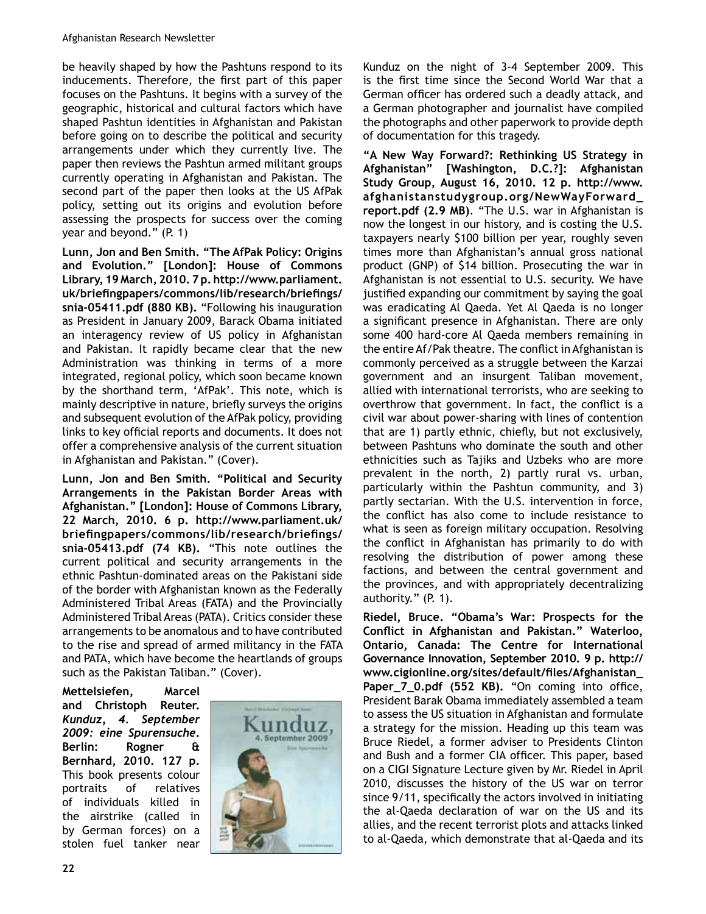be heavily shaped by how the Pashtuns respond to its inducements. Therefore, the first part of this paper focuses on the Pashtuns. It begins with a survey of the geographic, historical and cultural factors which have shaped Pashtun identities in Afghanistan and Pakistan before going on to describe the political and security arrangements under which they currently live. The paper then reviews the Pashtun armed militant groups currently operating in Afghanistan and Pakistan. The second part of the paper then looks at the US AfPak policy, setting out its origins and evolution before assessing the prospects for success over the coming year and beyond." (P. 1)

**Lunn, Jon and Ben Smith. "The AfPak Policy: Origins and Evolution." [London]: House of Commons Library, 19 March, 2010. 7 p. http://www.parliament.uk/briefingpapers/commons/lib/research/briefings/snia-05411.pdf (880 KB).** "Following his inauguration as President in January 2009, Barack Obama initiated an interagency review of US policy in Afghanistan and Pakistan. It rapidly became clear that the new Administration was thinking in terms of a more integrated, regional policy, which soon became known by the shorthand term, 'AfPak'. This note, which is mainly descriptive in nature, briefly surveys the origins and subsequent evolution of the AfPak policy, providing links to key official reports and documents. It does not offer a comprehensive analysis of the current situation in Afghanistan and Pakistan." (Cover).

**Lunn, Jon and Ben Smith. "Political and Security Arrangements in the Pakistan Border Areas with Afghanistan." [London]: House of Commons Library, 22 March, 2010. 6 p. http://www.parliament.uk/briefingpapers/commons/lib/research/briefings/snia-05413.pdf (74 KB).** "This note outlines the current political and security arrangements in the ethnic Pashtun-dominated areas on the Pakistani side of the border with Afghanistan known as the Federally Administered Tribal Areas (FATA) and the Provincially Administered Tribal Areas (PATA). Critics consider these arrangements to be anomalous and to have contributed to the rise and spread of armed militancy in the FATA and PATA, which have become the heartlands of groups such as the Pakistan Taliban." (Cover).

**Mettelsiefen, Marcel and Christoph Reuter. *Kunduz, 4. September 2009: eine Spurensuche*. Berlin: Rogner & Bernhard, 2010. 127 p.** This book presents colour portraits of relatives of individuals killed in the airstrike (called in by German forces) on a stolen fuel tanker near Kunduz on the night of 3-4 September 2009. This is the first time since the Second World War that a German officer has ordered such a deadly attack, and a German photographer and journalist have compiled the photographs and other paperwork to provide depth of documentation for this tragedy.

**"A New Way Forward?: Rethinking US Strategy in Afghanistan" [Washington, D.C.?]: Afghanistan Study Group, August 16, 2010. 12 p. http://www.afghanistanstudygroup.org/NewWayForward_report.pdf (2.9 MB).** "The U.S. war in Afghanistan is now the longest in our history, and is costing the U.S. taxpayers nearly $100 billion per year, roughly seven times more than Afghanistan's annual gross national product (GNP) of $14 billion. Prosecuting the war in Afghanistan is not essential to U.S. security. We have justified expanding our commitment by saying the goal was eradicating Al Qaeda. Yet Al Qaeda is no longer a significant presence in Afghanistan. There are only some 400 hard-core Al Qaeda members remaining in the entire Af/Pak theatre. The conflict in Afghanistan is commonly perceived as a struggle between the Karzai government and an insurgent Taliban movement, allied with international terrorists, who are seeking to overthrow that government. In fact, the conflict is a civil war about power-sharing with lines of contention that are 1) partly ethnic, chiefly, but not exclusively, between Pashtuns who dominate the south and other ethnicities such as Tajiks and Uzbeks who are more prevalent in the north, 2) partly rural vs. urban, particularly within the Pashtun community, and 3) partly sectarian. With the U.S. intervention in force, the conflict has also come to include resistance to what is seen as foreign military occupation. Resolving the conflict in Afghanistan has primarily to do with resolving the distribution of power among these factions, and between the central government and the provinces, and with appropriately decentralizing authority." (P. 1).

**Riedel, Bruce. "Obama's War: Prospects for the Conflict in Afghanistan and Pakistan." Waterloo, Ontario, Canada: The Centre for International Governance Innovation, September 2010. 9 p. http://www.cigionline.org/sites/default/files/Afghanistan_Paper_7_0.pdf (552 KB).** "On coming into office, President Barak Obama immediately assembled a team to assess the US situation in Afghanistan and formulate a strategy for the mission. Heading up this team was Bruce Riedel, a former adviser to Presidents Clinton and Bush and a former CIA officer. This paper, based on a CIGI Signature Lecture given by Mr. Riedel in April 2010, discusses the history of the US war on terror since 9/11, specifically the actors involved in initiating the al-Qaeda declaration of war on the US and its allies, and the recent terrorist plots and attacks linked to al-Qaeda, which demonstrate that al-Qaeda and its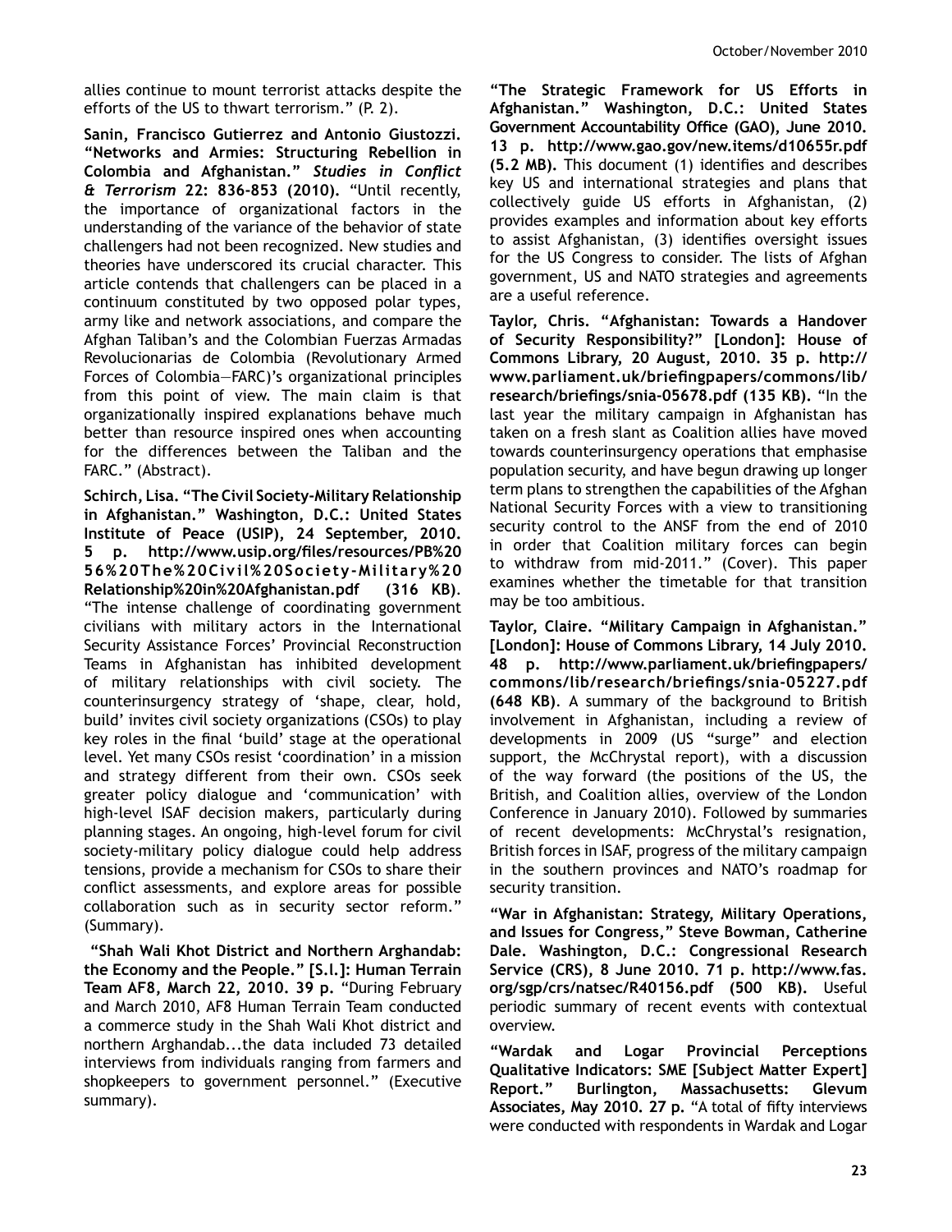allies continue to mount terrorist attacks despite the efforts of the US to thwart terrorism." (P. 2).

**Sanin, Francisco Gutierrez and Antonio Giustozzi. "Networks and Armies: Structuring Rebellion in Colombia and Afghanistan."** ***Studies in Conflict & Terrorism*** **22: 836-853 (2010).** "Until recently, the importance of organizational factors in the understanding of the variance of the behavior of state challengers had not been recognized. New studies and theories have underscored its crucial character. This article contends that challengers can be placed in a continuum constituted by two opposed polar types, army like and network associations, and compare the Afghan Taliban's and the Colombian Fuerzas Armadas Revolucionarias de Colombia (Revolutionary Armed Forces of Colombia—FARC)'s organizational principles from this point of view. The main claim is that organizationally inspired explanations behave much better than resource inspired ones when accounting for the differences between the Taliban and the FARC." (Abstract).

**Schirch, Lisa. "The Civil Society-Military Relationship in Afghanistan." Washington, D.C.: United States Institute of Peace (USIP), 24 September, 2010. 5 p. http://www.usip.org/files/resources/PB%2056%20The%20Civil%20Society-Military%20Relationship%20in%20Afghanistan.pdf (316 KB)**. "The intense challenge of coordinating government civilians with military actors in the International Security Assistance Forces' Provincial Reconstruction Teams in Afghanistan has inhibited development of military relationships with civil society. The counterinsurgency strategy of 'shape, clear, hold, build' invites civil society organizations (CSOs) to play key roles in the final 'build' stage at the operational level. Yet many CSOs resist 'coordination' in a mission and strategy different from their own. CSOs seek greater policy dialogue and 'communication' with high-level ISAF decision makers, particularly during planning stages. An ongoing, high-level forum for civil society-military policy dialogue could help address tensions, provide a mechanism for CSOs to share their conflict assessments, and explore areas for possible collaboration such as in security sector reform." (Summary).

**"Shah Wali Khot District and Northern Arghandab: the Economy and the People." [S.l.]: Human Terrain Team AF8, March 22, 2010. 39 p.** "During February and March 2010, AF8 Human Terrain Team conducted a commerce study in the Shah Wali Khot district and northern Arghandab...the data included 73 detailed interviews from individuals ranging from farmers and shopkeepers to government personnel." (Executive summary).

**"The Strategic Framework for US Efforts in Afghanistan." Washington, D.C.: United States Government Accountability Office (GAO), June 2010. 13 p. http://www.gao.gov/new.items/d10655r.pdf (5.2 MB).** This document (1) identifies and describes key US and international strategies and plans that collectively guide US efforts in Afghanistan, (2) provides examples and information about key efforts to assist Afghanistan, (3) identifies oversight issues for the US Congress to consider. The lists of Afghan government, US and NATO strategies and agreements are a useful reference.

**Taylor, Chris. "Afghanistan: Towards a Handover of Security Responsibility?" [London]: House of Commons Library, 20 August, 2010. 35 p. http://www.parliament.uk/briefingpapers/commons/lib/research/briefings/snia-05678.pdf (135 KB).** "In the last year the military campaign in Afghanistan has taken on a fresh slant as Coalition allies have moved towards counterinsurgency operations that emphasise population security, and have begun drawing up longer term plans to strengthen the capabilities of the Afghan National Security Forces with a view to transitioning security control to the ANSF from the end of 2010 in order that Coalition military forces can begin to withdraw from mid-2011." (Cover). This paper examines whether the timetable for that transition may be too ambitious.

**Taylor, Claire. "Military Campaign in Afghanistan." [London]: House of Commons Library, 14 July 2010. 48 p. http://www.parliament.uk/briefingpapers/commons/lib/research/briefings/snia-05227.pdf (648 KB)**. A summary of the background to British involvement in Afghanistan, including a review of developments in 2009 (US "surge" and election support, the McChrystal report), with a discussion of the way forward (the positions of the US, the British, and Coalition allies, overview of the London Conference in January 2010). Followed by summaries of recent developments: McChrystal's resignation, British forces in ISAF, progress of the military campaign in the southern provinces and NATO's roadmap for security transition.

**"War in Afghanistan: Strategy, Military Operations, and Issues for Congress," Steve Bowman, Catherine Dale. Washington, D.C.: Congressional Research Service (CRS), 8 June 2010. 71 p. http://www.fas.org/sgp/crs/natsec/R40156.pdf (500 KB).** Useful periodic summary of recent events with contextual overview.

**"Wardak and Logar Provincial Perceptions Qualitative Indicators: SME [Subject Matter Expert] Report." Burlington, Massachusetts: Glevum Associates, May 2010. 27 p.** "A total of fifty interviews were conducted with respondents in Wardak and Logar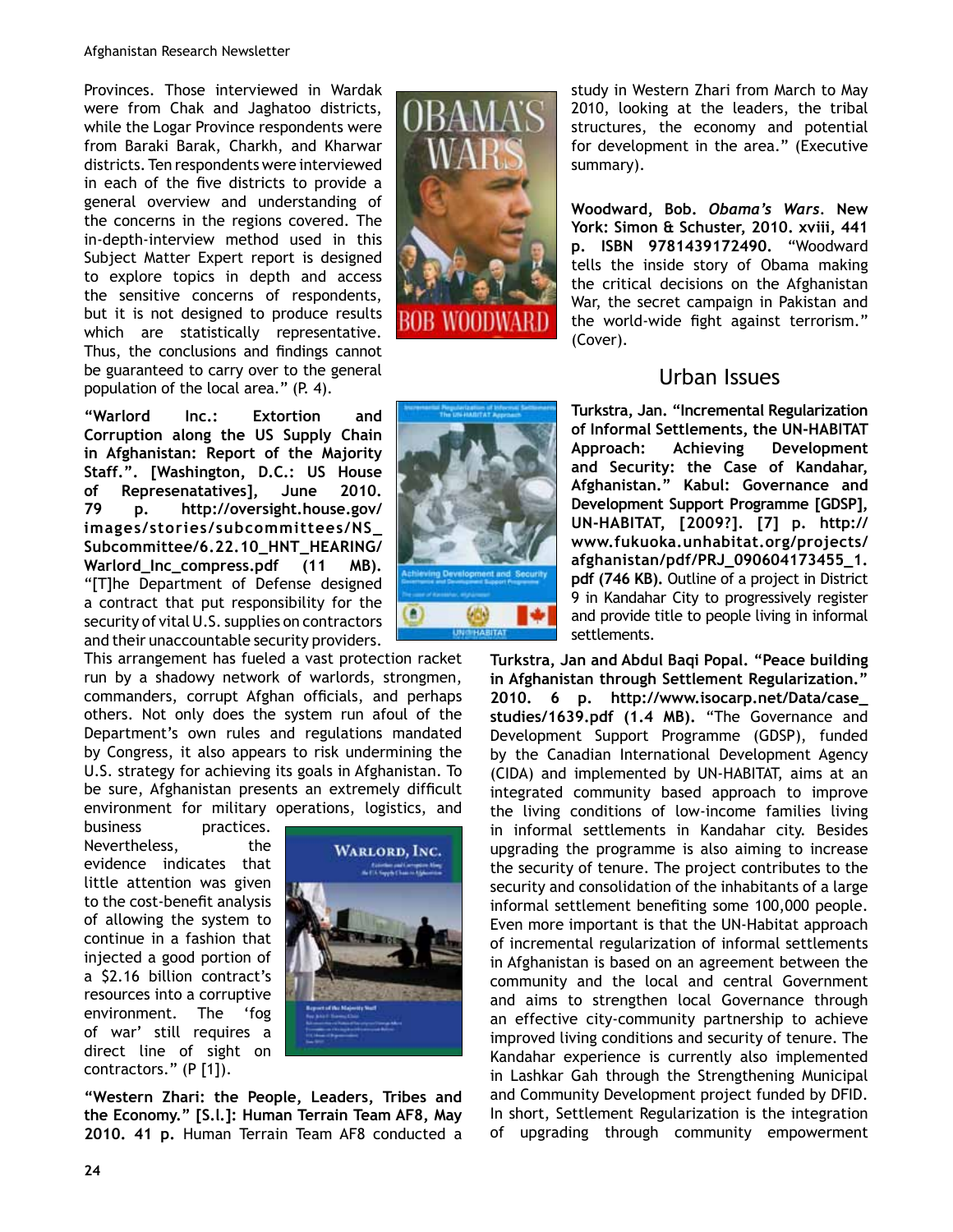Provinces. Those interviewed in Wardak were from Chak and Jaghatoo districts, while the Logar Province respondents were from Baraki Barak, Charkh, and Kharwar districts. Ten respondents were interviewed in each of the five districts to provide a general overview and understanding of the concerns in the regions covered. The in-depth-interview method used in this Subject Matter Expert report is designed to explore topics in depth and access the sensitive concerns of respondents, but it is not designed to produce results which are statistically representative. Thus, the conclusions and findings cannot be guaranteed to carry over to the general population of the local area." (P. 4).

**"Warlord Inc.: Extortion and Corruption along the US Supply Chain in Afghanistan: Report of the Majority Staff.". [Washington, D.C.: US House of Represenatatives], June 2010. 79 p. http://oversight.house.gov/images/stories/subcommittees/NS_Subcommittee/6.22.10_HNT_HEARING/Warlord_Inc_compress.pdf (11 MB).** "[T]he Department of Defense designed a contract that put responsibility for the security of vital U.S. supplies on contractors and their unaccountable security providers. This arrangement has fueled a vast protection racket run by a shadowy network of warlords, strongmen, commanders, corrupt Afghan officials, and perhaps others. Not only does the system run afoul of the Department's own rules and regulations mandated by Congress, it also appears to risk undermining the U.S. strategy for achieving its goals in Afghanistan. To be sure, Afghanistan presents an extremely difficult environment for military operations, logistics, and business practices. Nevertheless, the evidence indicates that little attention was given to the cost-benefit analysis of allowing the system to continue in a fashion that injected a good portion of a $2.16 billion contract's resources into a corruptive environment. The 'fog of war' still requires a direct line of sight on contractors." (P [1]).

**"Western Zhari: the People, Leaders, Tribes and the Economy." [S.l.]: Human Terrain Team AF8, May 2010. 41 p.** Human Terrain Team AF8 conducted a study in Western Zhari from March to May 2010, looking at the leaders, the tribal structures, the economy and potential for development in the area." (Executive summary).

**Woodward, Bob. *Obama's Wars*. New York: Simon & Schuster, 2010. xviii, 441 p. ISBN 9781439172490.** "Woodward tells the inside story of Obama making the critical decisions on the Afghanistan War, the secret campaign in Pakistan and the world-wide fight against terrorism." (Cover).

## Urban Issues

**Turkstra, Jan. "Incremental Regularization of Informal Settlements, the UN-HABITAT Approach: Achieving Development and Security: the Case of Kandahar, Afghanistan." Kabul: Governance and Development Support Programme [GDSP], UN-HABITAT, [2009?]. [7] p. http://www.fukuoka.unhabitat.org/projects/afghanistan/pdf/PRJ_090604173455_1.pdf (746 KB).** Outline of a project in District 9 in Kandahar City to progressively register and provide title to people living in informal settlements.

**Turkstra, Jan and Abdul Baqi Popal. "Peace building in Afghanistan through Settlement Regularization." 2010. 6 p. http://www.isocarp.net/Data/case_studies/1639.pdf (1.4 MB).** "The Governance and Development Support Programme (GDSP), funded by the Canadian International Development Agency (CIDA) and implemented by UN-HABITAT, aims at an integrated community based approach to improve the living conditions of low-income families living in informal settlements in Kandahar city. Besides upgrading the programme is also aiming to increase the security of tenure. The project contributes to the security and consolidation of the inhabitants of a large informal settlement benefiting some 100,000 people. Even more important is that the UN-Habitat approach of incremental regularization of informal settlements in Afghanistan is based on an agreement between the community and the local and central Government and aims to strengthen local Governance through an effective city-community partnership to achieve improved living conditions and security of tenure. The Kandahar experience is currently also implemented in Lashkar Gah through the Strengthening Municipal and Community Development project funded by DFID. In short, Settlement Regularization is the integration of upgrading through community empowerment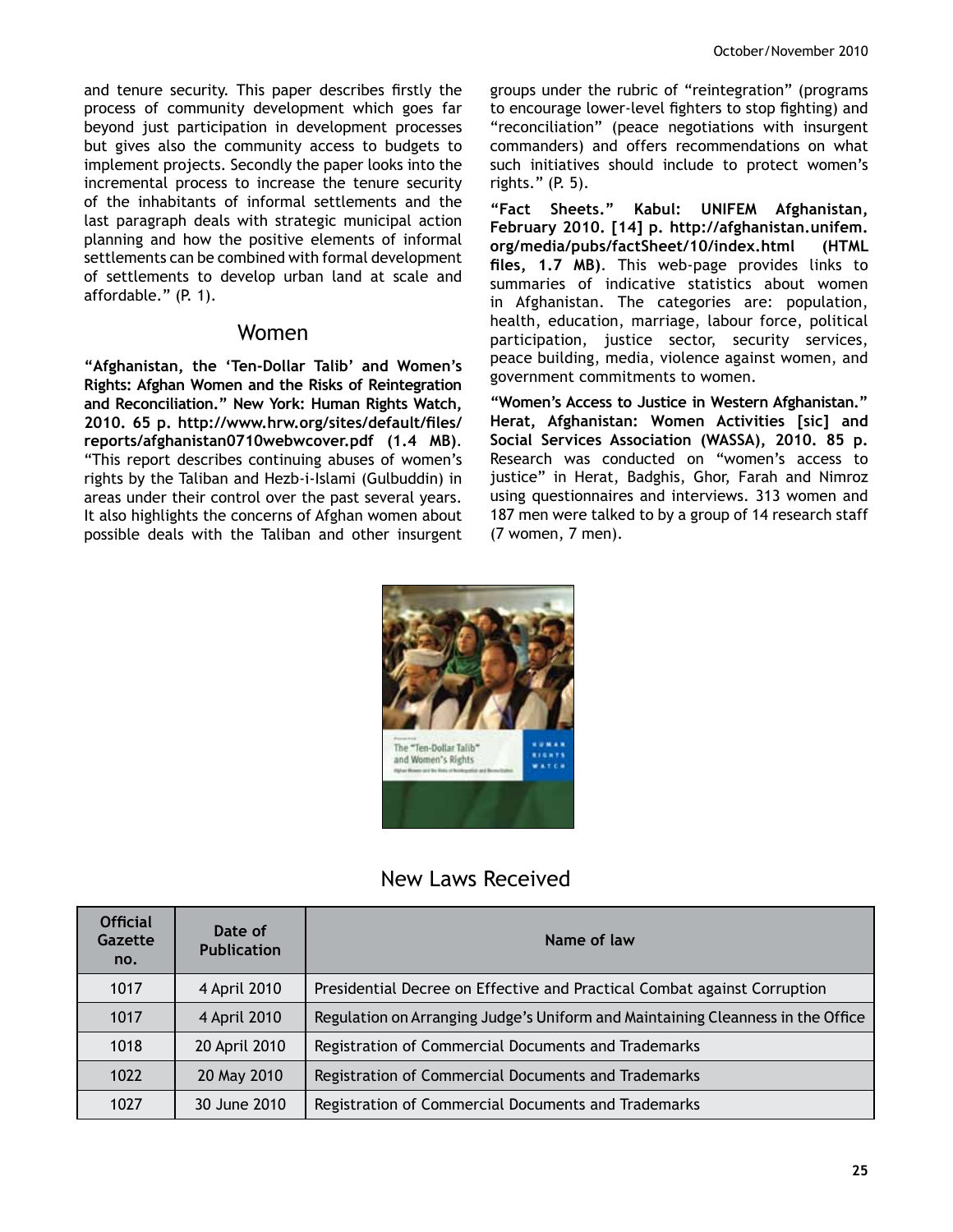and tenure security. This paper describes firstly the process of community development which goes far beyond just participation in development processes but gives also the community access to budgets to implement projects. Secondly the paper looks into the incremental process to increase the tenure security of the inhabitants of informal settlements and the last paragraph deals with strategic municipal action planning and how the positive elements of informal settlements can be combined with formal development of settlements to develop urban land at scale and affordable." (P. 1).

## Women

**"Afghanistan, the 'Ten-Dollar Talib' and Women's Rights: Afghan Women and the Risks of Reintegration and Reconciliation." New York: Human Rights Watch, 2010. 65 p. http://www.hrw.org/sites/default/files/reports/afghanistan0710webwcover.pdf (1.4 MB)**. "This report describes continuing abuses of women's rights by the Taliban and Hezb-i-Islami (Gulbuddin) in areas under their control over the past several years. It also highlights the concerns of Afghan women about possible deals with the Taliban and other insurgent groups under the rubric of "reintegration" (programs to encourage lower-level fighters to stop fighting) and "reconciliation" (peace negotiations with insurgent commanders) and offers recommendations on what such initiatives should include to protect women's rights." (P. 5).

**"Fact Sheets." Kabul: UNIFEM Afghanistan, February 2010. [14] p. http://afghanistan.unifem.org/media/pubs/factSheet/10/index.html (HTML files, 1.7 MB)**. This web-page provides links to summaries of indicative statistics about women in Afghanistan. The categories are: population, health, education, marriage, labour force, political participation, justice sector, security services, peace building, media, violence against women, and government commitments to women.

**"Women's Access to Justice in Western Afghanistan." Herat, Afghanistan: Women Activities [sic] and Social Services Association (WASSA), 2010. 85 p.** Research was conducted on "women's access to justice" in Herat, Badghis, Ghor, Farah and Nimroz using questionnaires and interviews. 313 women and 187 men were talked to by a group of 14 research staff (7 women, 7 men).

## New Laws Received

| Official Gazette no. | Date of Publication | Name of law |
|---|---|---|
| 1017 | 4 April 2010 | Presidential Decree on Effective and Practical Combat against Corruption |
| 1017 | 4 April 2010 | Regulation on Arranging Judge's Uniform and Maintaining Cleanness in the Office |
| 1018 | 20 April 2010 | Registration of Commercial Documents and Trademarks |
| 1022 | 20 May 2010 | Registration of Commercial Documents and Trademarks |
| 1027 | 30 June 2010 | Registration of Commercial Documents and Trademarks |